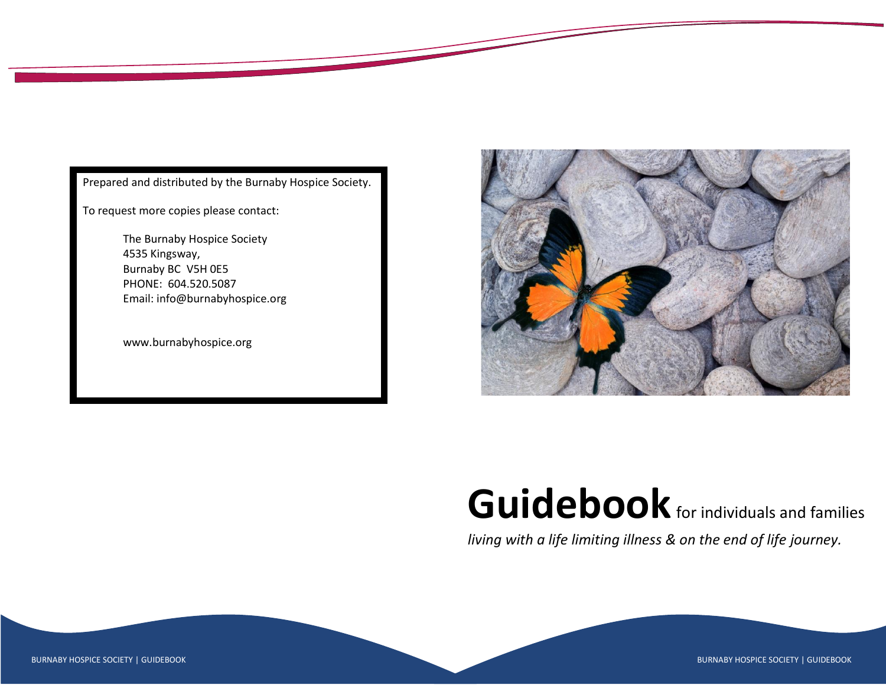Prepared and distributed by the Burnaby Hospice Society.

To request more copies please contact:

The Burnaby Hospice Society
4535 Kingsway,
Burnaby BC V5H 0E5
PHONE: 604.520.5087
Email: info@burnabyhospice.org

www.burnabyhospice.org

# **Guidebook** for individuals and families

*living with a life limiting illness & on the end of life journey.*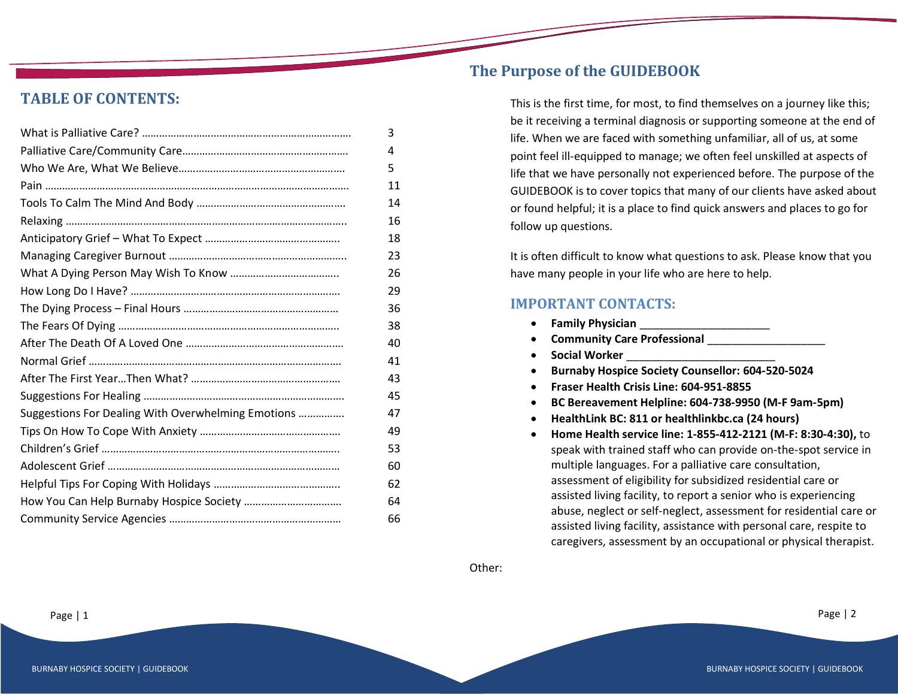## TABLE OF CONTENTS:

| | |
|---|---|
| What is Palliative Care? | 3 |
| Palliative Care/Community Care | 4 |
| Who We Are, What We Believe | 5 |
| Pain | 11 |
| Tools To Calm The Mind And Body | 14 |
| Relaxing | 16 |
| Anticipatory Grief – What To Expect | 18 |
| Managing Caregiver Burnout | 23 |
| What A Dying Person May Wish To Know | 26 |
| How Long Do I Have? | 29 |
| The Dying Process – Final Hours | 36 |
| The Fears Of Dying | 38 |
| After The Death Of A Loved One | 40 |
| Normal Grief | 41 |
| After The First Year…Then What? | 43 |
| Suggestions For Healing | 45 |
| Suggestions For Dealing With Overwhelming Emotions | 47 |
| Tips On How To Cope With Anxiety | 49 |
| Children's Grief | 53 |
| Adolescent Grief | 60 |
| Helpful Tips For Coping With Holidays | 62 |
| How You Can Help Burnaby Hospice Society | 64 |
| Community Service Agencies | 66 |

## The Purpose of the GUIDEBOOK

This is the first time, for most, to find themselves on a journey like this; be it receiving a terminal diagnosis or supporting someone at the end of life. When we are faced with something unfamiliar, all of us, at some point feel ill-equipped to manage; we often feel unskilled at aspects of life that we have personally not experienced before. The purpose of the GUIDEBOOK is to cover topics that many of our clients have asked about or found helpful; it is a place to find quick answers and places to go for follow up questions.

It is often difficult to know what questions to ask. Please know that you have many people in your life who are here to help.

### IMPORTANT CONTACTS:

- **Family Physician ____________________**
- **Community Care Professional __________________**
- **Social Worker _______________________**
- **Burnaby Hospice Society Counsellor: 604-520-5024**
- **Fraser Health Crisis Line: 604-951-8855**
- **BC Bereavement Helpline: 604-738-9950 (M-F 9am-5pm)**
- **HealthLink BC: 811 or healthlinkbc.ca (24 hours)**
- **Home Health service line: 1-855-412-2121 (M-F: 8:30-4:30),** to speak with trained staff who can provide on-the-spot service in multiple languages. For a palliative care consultation, assessment of eligibility for subsidized residential care or assisted living facility, to report a senior who is experiencing abuse, neglect or self-neglect, assessment for residential care or assisted living facility, assistance with personal care, respite to caregivers, assessment by an occupational or physical therapist.

Other: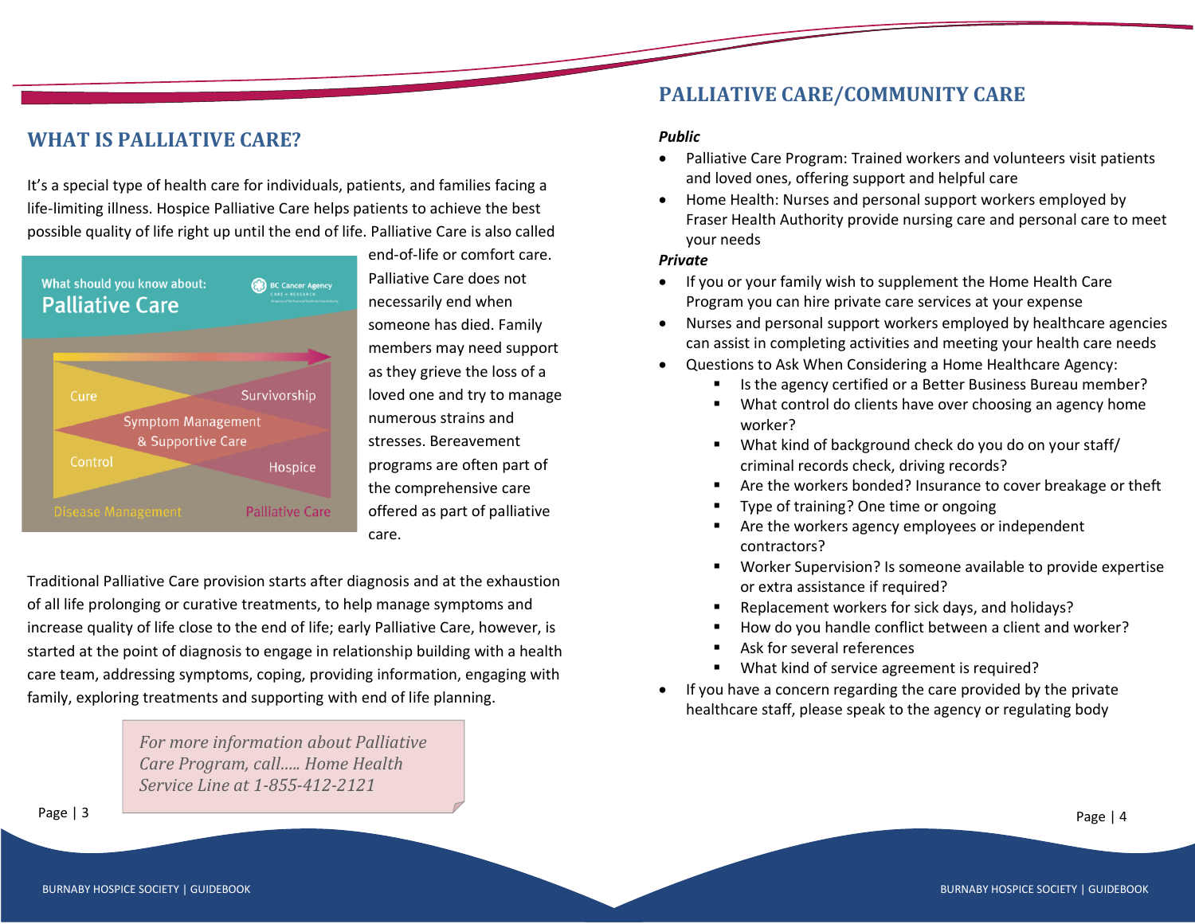## WHAT IS PALLIATIVE CARE?

It's a special type of health care for individuals, patients, and families facing a life-limiting illness. Hospice Palliative Care helps patients to achieve the best possible quality of life right up until the end of life. Palliative Care is also called end-of-life or comfort care. Palliative Care does not necessarily end when someone has died. Family members may need support as they grieve the loss of a loved one and try to manage numerous strains and stresses. Bereavement programs are often part of the comprehensive care offered as part of palliative care.

Traditional Palliative Care provision starts after diagnosis and at the exhaustion of all life prolonging or curative treatments, to help manage symptoms and increase quality of life close to the end of life; early Palliative Care, however, is started at the point of diagnosis to engage in relationship building with a health care team, addressing symptoms, coping, providing information, engaging with family, exploring treatments and supporting with end of life planning.

*For more information about Palliative Care Program, call..... Home Health Service Line at 1-855-412-2121*

## PALLIATIVE CARE/COMMUNITY CARE

***Public***

- Palliative Care Program: Trained workers and volunteers visit patients and loved ones, offering support and helpful care
- Home Health: Nurses and personal support workers employed by Fraser Health Authority provide nursing care and personal care to meet your needs

***Private***

- If you or your family wish to supplement the Home Health Care Program you can hire private care services at your expense
- Nurses and personal support workers employed by healthcare agencies can assist in completing activities and meeting your health care needs
- Questions to Ask When Considering a Home Healthcare Agency:
  - Is the agency certified or a Better Business Bureau member?
  - What control do clients have over choosing an agency home worker?
  - What kind of background check do you do on your staff/ criminal records check, driving records?
  - Are the workers bonded? Insurance to cover breakage or theft
  - Type of training? One time or ongoing
  - Are the workers agency employees or independent contractors?
  - Worker Supervision? Is someone available to provide expertise or extra assistance if required?
  - Replacement workers for sick days, and holidays?
  - How do you handle conflict between a client and worker?
  - Ask for several references
  - What kind of service agreement is required?
- If you have a concern regarding the care provided by the private healthcare staff, please speak to the agency or regulating body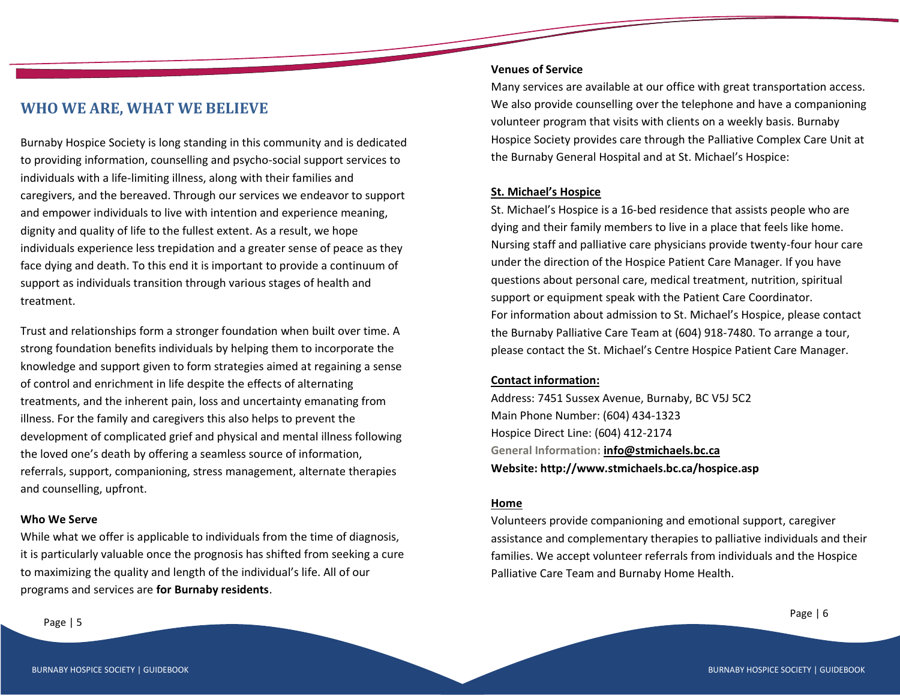## WHO WE ARE, WHAT WE BELIEVE

Burnaby Hospice Society is long standing in this community and is dedicated to providing information, counselling and psycho-social support services to individuals with a life-limiting illness, along with their families and caregivers, and the bereaved. Through our services we endeavor to support and empower individuals to live with intention and experience meaning, dignity and quality of life to the fullest extent. As a result, we hope individuals experience less trepidation and a greater sense of peace as they face dying and death. To this end it is important to provide a continuum of support as individuals transition through various stages of health and treatment.

Trust and relationships form a stronger foundation when built over time. A strong foundation benefits individuals by helping them to incorporate the knowledge and support given to form strategies aimed at regaining a sense of control and enrichment in life despite the effects of alternating treatments, and the inherent pain, loss and uncertainty emanating from illness. For the family and caregivers this also helps to prevent the development of complicated grief and physical and mental illness following the loved one's death by offering a seamless source of information, referrals, support, companioning, stress management, alternate therapies and counselling, upfront.

**Who We Serve**

While what we offer is applicable to individuals from the time of diagnosis, it is particularly valuable once the prognosis has shifted from seeking a cure to maximizing the quality and length of the individual's life. All of our programs and services are **for Burnaby residents**.

**Venues of Service**

Many services are available at our office with great transportation access. We also provide counselling over the telephone and have a companioning volunteer program that visits with clients on a weekly basis. Burnaby Hospice Society provides care through the Palliative Complex Care Unit at the Burnaby General Hospital and at St. Michael's Hospice:

**St. Michael's Hospice**

St. Michael's Hospice is a 16-bed residence that assists people who are dying and their family members to live in a place that feels like home. Nursing staff and palliative care physicians provide twenty-four hour care under the direction of the Hospice Patient Care Manager. If you have questions about personal care, medical treatment, nutrition, spiritual support or equipment speak with the Patient Care Coordinator.
For information about admission to St. Michael's Hospice, please contact the Burnaby Palliative Care Team at (604) 918-7480. To arrange a tour, please contact the St. Michael's Centre Hospice Patient Care Manager.

**Contact information:**

Address: 7451 Sussex Avenue, Burnaby, BC V5J 5C2
Main Phone Number: (604) 434-1323
Hospice Direct Line: (604) 412-2174
**General Information: info@stmichaels.bc.ca**
**Website: http://www.stmichaels.bc.ca/hospice.asp**

**Home**

Volunteers provide companioning and emotional support, caregiver assistance and complementary therapies to palliative individuals and their families. We accept volunteer referrals from individuals and the Hospice Palliative Care Team and Burnaby Home Health.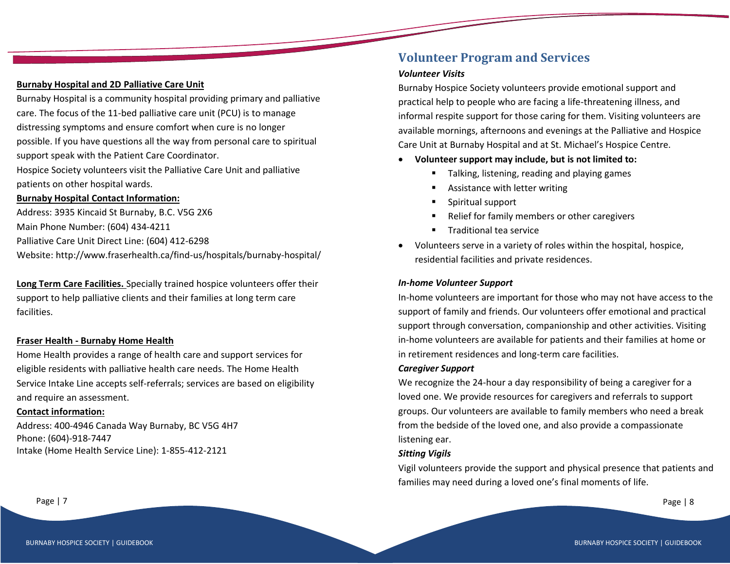**Burnaby Hospital and 2D Palliative Care Unit**

Burnaby Hospital is a community hospital providing primary and palliative care. The focus of the 11-bed palliative care unit (PCU) is to manage distressing symptoms and ensure comfort when cure is no longer possible. If you have questions all the way from personal care to spiritual support speak with the Patient Care Coordinator.

Hospice Society volunteers visit the Palliative Care Unit and palliative patients on other hospital wards.

**Burnaby Hospital Contact Information:**

Address: 3935 Kincaid St Burnaby, B.C. V5G 2X6
Main Phone Number: (604) 434-4211
Palliative Care Unit Direct Line: (604) 412-6298
Website: http://www.fraserhealth.ca/find-us/hospitals/burnaby-hospital/

**Long Term Care Facilities.** Specially trained hospice volunteers offer their support to help palliative clients and their families at long term care facilities.

**Fraser Health - Burnaby Home Health**

Home Health provides a range of health care and support services for eligible residents with palliative health care needs. The Home Health Service Intake Line accepts self-referrals; services are based on eligibility and require an assessment.

**Contact information:**

Address: 400-4946 Canada Way Burnaby, BC V5G 4H7
Phone: (604)-918-7447
Intake (Home Health Service Line): 1-855-412-2121

## Volunteer Program and Services

***Volunteer Visits***

Burnaby Hospice Society volunteers provide emotional support and practical help to people who are facing a life-threatening illness, and informal respite support for those caring for them. Visiting volunteers are available mornings, afternoons and evenings at the Palliative and Hospice Care Unit at Burnaby Hospital and at St. Michael's Hospice Centre.

- **Volunteer support may include, but is not limited to:**
  - Talking, listening, reading and playing games
  - Assistance with letter writing
  - Spiritual support
  - Relief for family members or other caregivers
  - Traditional tea service
- Volunteers serve in a variety of roles within the hospital, hospice, residential facilities and private residences.

***In-home Volunteer Support***

In-home volunteers are important for those who may not have access to the support of family and friends. Our volunteers offer emotional and practical support through conversation, companionship and other activities. Visiting in-home volunteers are available for patients and their families at home or in retirement residences and long-term care facilities.

***Caregiver Support***

We recognize the 24-hour a day responsibility of being a caregiver for a loved one. We provide resources for caregivers and referrals to support groups. Our volunteers are available to family members who need a break from the bedside of the loved one, and also provide a compassionate listening ear.

***Sitting Vigils***

Vigil volunteers provide the support and physical presence that patients and families may need during a loved one's final moments of life.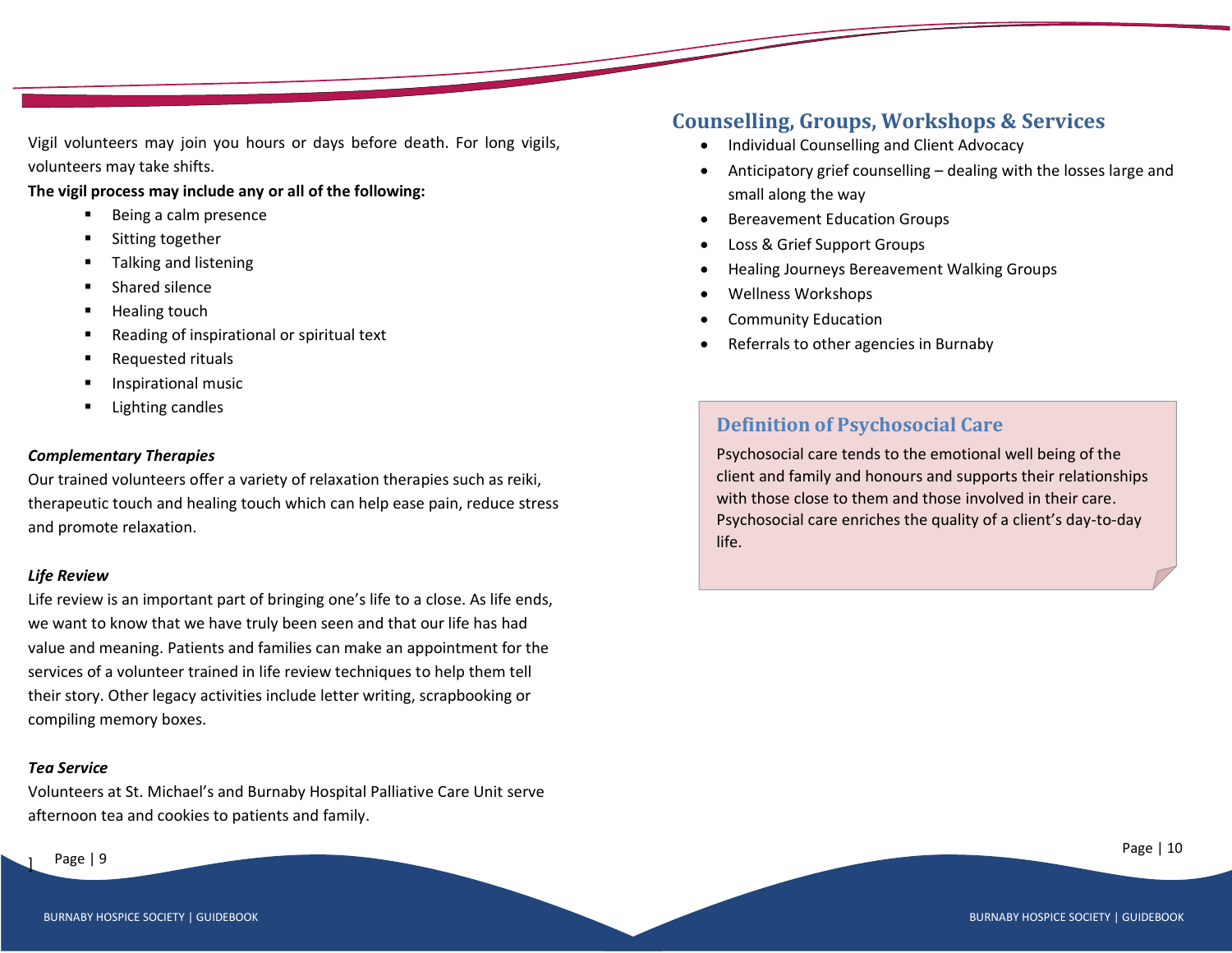Vigil volunteers may join you hours or days before death. For long vigils, volunteers may take shifts.

**The vigil process may include any or all of the following:**

- Being a calm presence
- Sitting together
- Talking and listening
- Shared silence
- Healing touch
- Reading of inspirational or spiritual text
- Requested rituals
- Inspirational music
- Lighting candles

***Complementary Therapies***

Our trained volunteers offer a variety of relaxation therapies such as reiki, therapeutic touch and healing touch which can help ease pain, reduce stress and promote relaxation.

***Life Review***

Life review is an important part of bringing one's life to a close. As life ends, we want to know that we have truly been seen and that our life has had value and meaning. Patients and families can make an appointment for the services of a volunteer trained in life review techniques to help them tell their story. Other legacy activities include letter writing, scrapbooking or compiling memory boxes.

***Tea Service***

Volunteers at St. Michael's and Burnaby Hospital Palliative Care Unit serve afternoon tea and cookies to patients and family.

## Counselling, Groups, Workshops & Services

- Individual Counselling and Client Advocacy
- Anticipatory grief counselling – dealing with the losses large and small along the way
- Bereavement Education Groups
- Loss & Grief Support Groups
- Healing Journeys Bereavement Walking Groups
- Wellness Workshops
- Community Education
- Referrals to other agencies in Burnaby

### Definition of Psychosocial Care

Psychosocial care tends to the emotional well being of the client and family and honours and supports their relationships with those close to them and those involved in their care. Psychosocial care enriches the quality of a client's day-to-day life.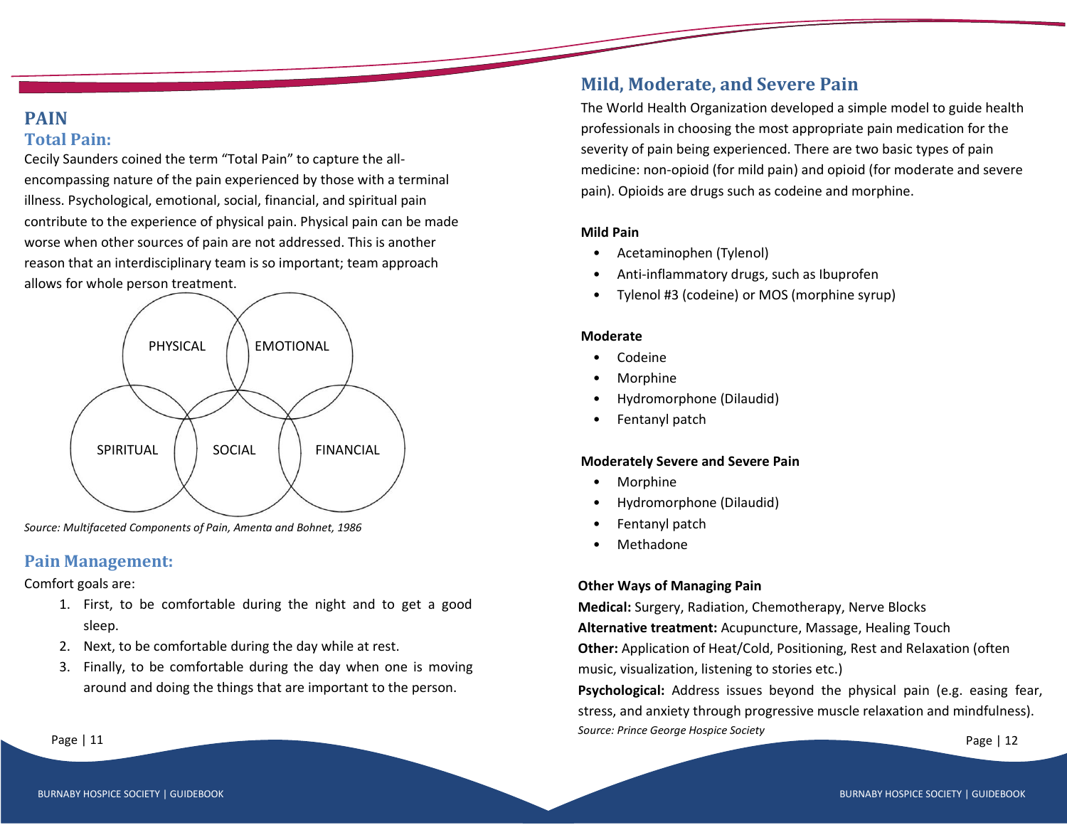# PAIN

## Total Pain:

Cecily Saunders coined the term "Total Pain" to capture the all-encompassing nature of the pain experienced by those with a terminal illness. Psychological, emotional, social, financial, and spiritual pain contribute to the experience of physical pain. Physical pain can be made worse when other sources of pain are not addressed. This is another reason that an interdisciplinary team is so important; team approach allows for whole person treatment.

PHYSICAL, EMOTIONAL, SPIRITUAL, SOCIAL, FINANCIAL

*Source: Multifaceted Components of Pain, Amenta and Bohnet, 1986*

## Pain Management:

Comfort goals are:

1. First, to be comfortable during the night and to get a good sleep.
2. Next, to be comfortable during the day while at rest.
3. Finally, to be comfortable during the day when one is moving around and doing the things that are important to the person.

## Mild, Moderate, and Severe Pain

The World Health Organization developed a simple model to guide health professionals in choosing the most appropriate pain medication for the severity of pain being experienced. There are two basic types of pain medicine: non-opioid (for mild pain) and opioid (for moderate and severe pain). Opioids are drugs such as codeine and morphine.

**Mild Pain**

- Acetaminophen (Tylenol)
- Anti-inflammatory drugs, such as Ibuprofen
- Tylenol #3 (codeine) or MOS (morphine syrup)

**Moderate**

- Codeine
- Morphine
- Hydromorphone (Dilaudid)
- Fentanyl patch

**Moderately Severe and Severe Pain**

- Morphine
- Hydromorphone (Dilaudid)
- Fentanyl patch
- Methadone

**Other Ways of Managing Pain**

**Medical:** Surgery, Radiation, Chemotherapy, Nerve Blocks

**Alternative treatment:** Acupuncture, Massage, Healing Touch

**Other:** Application of Heat/Cold, Positioning, Rest and Relaxation (often music, visualization, listening to stories etc.)

**Psychological:** Address issues beyond the physical pain (e.g. easing fear, stress, and anxiety through progressive muscle relaxation and mindfulness).

*Source: Prince George Hospice Society*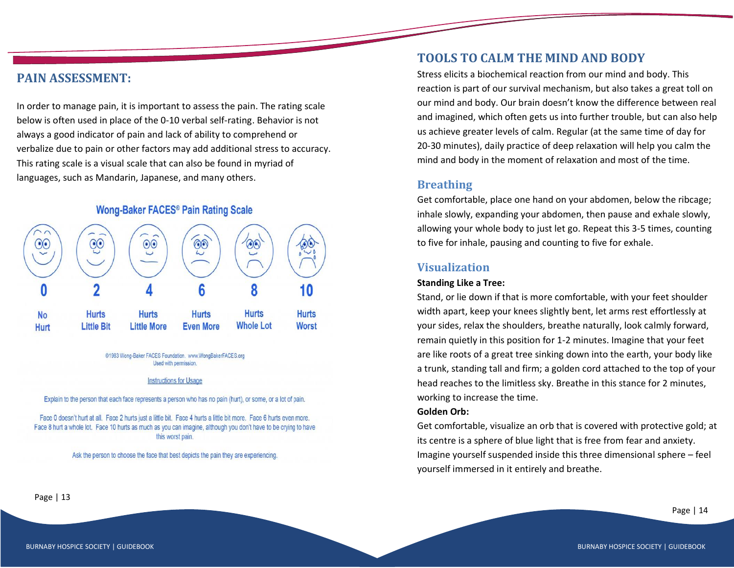## PAIN ASSESSMENT:

In order to manage pain, it is important to assess the pain. The rating scale below is often used in place of the 0-10 verbal self-rating. Behavior is not always a good indicator of pain and lack of ability to comprehend or verbalize due to pain or other factors may add additional stress to accuracy. This rating scale is a visual scale that can also be found in myriad of languages, such as Mandarin, Japanese, and many others.

**Wong-Baker FACES® Pain Rating Scale**

| 0 | 2 | 4 | 6 | 8 | 10 |
|---|---|---|---|---|---|
| No Hurt | Hurts Little Bit | Hurts Little More | Hurts Even More | Hurts Whole Lot | Hurts Worst |

©1983 Wong-Baker FACES Foundation. www.WongBakerFACES.org
Used with permission.

Instructions for Usage

Explain to the person that each face represents a person who has no pain (hurt), or some, or a lot of pain.

Face 0 doesn't hurt at all. Face 2 hurts just a little bit. Face 4 hurts a little bit more. Face 6 hurts even more. Face 8 hurt a whole lot. Face 10 hurts as much as you can imagine, although you don't have to be crying to have this worst pain.

Ask the person to choose the face that best depicts the pain they are experiencing.

## TOOLS TO CALM THE MIND AND BODY

Stress elicits a biochemical reaction from our mind and body. This reaction is part of our survival mechanism, but also takes a great toll on our mind and body. Our brain doesn't know the difference between real and imagined, which often gets us into further trouble, but can also help us achieve greater levels of calm. Regular (at the same time of day for 20-30 minutes), daily practice of deep relaxation will help you calm the mind and body in the moment of relaxation and most of the time.

### Breathing

Get comfortable, place one hand on your abdomen, below the ribcage; inhale slowly, expanding your abdomen, then pause and exhale slowly, allowing your whole body to just let go. Repeat this 3-5 times, counting to five for inhale, pausing and counting to five for exhale.

### Visualization

**Standing Like a Tree:**

Stand, or lie down if that is more comfortable, with your feet shoulder width apart, keep your knees slightly bent, let arms rest effortlessly at your sides, relax the shoulders, breathe naturally, look calmly forward, remain quietly in this position for 1-2 minutes. Imagine that your feet are like roots of a great tree sinking down into the earth, your body like a trunk, standing tall and firm; a golden cord attached to the top of your head reaches to the limitless sky. Breathe in this stance for 2 minutes, working to increase the time.

**Golden Orb:**

Get comfortable, visualize an orb that is covered with protective gold; at its centre is a sphere of blue light that is free from fear and anxiety. Imagine yourself suspended inside this three dimensional sphere – feel yourself immersed in it entirely and breathe.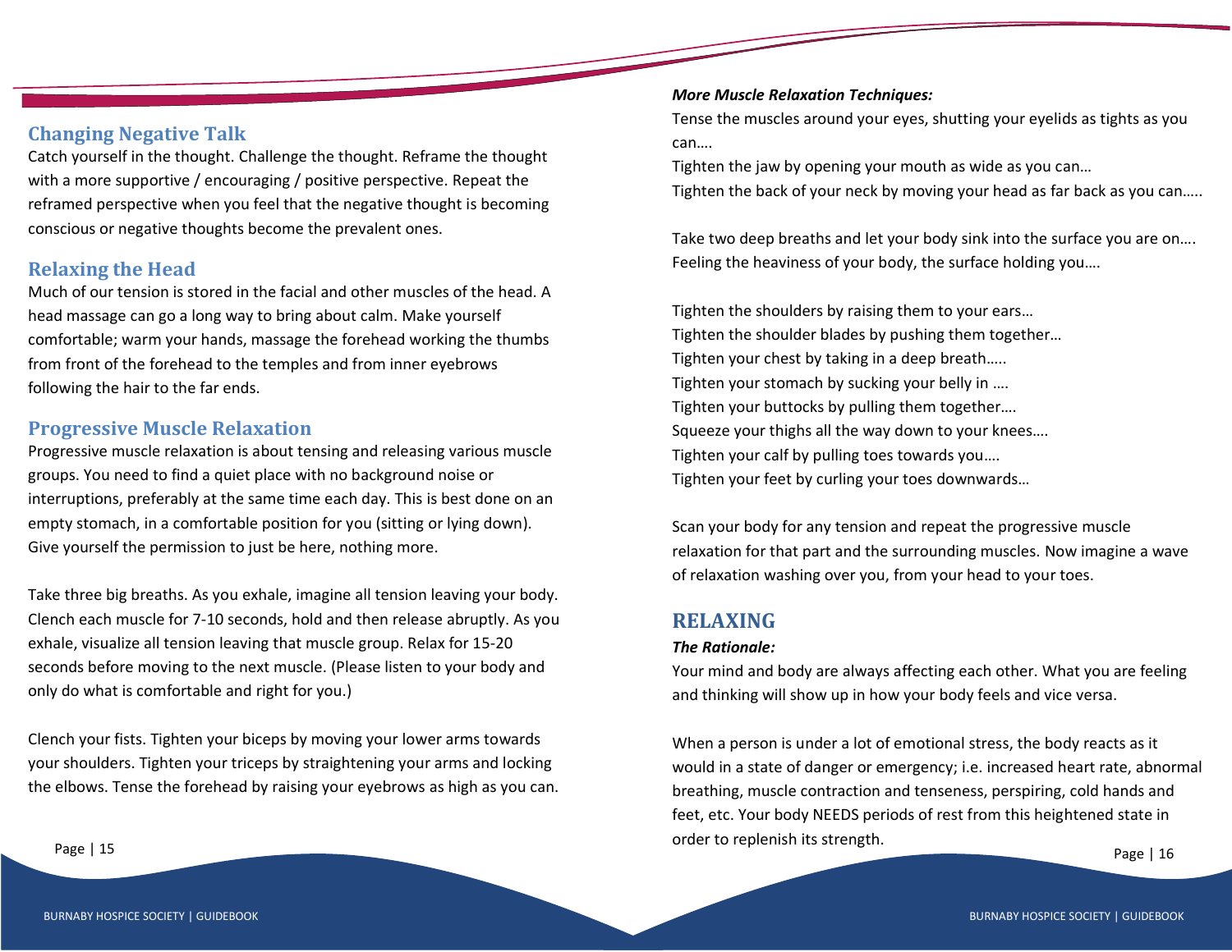## Changing Negative Talk

Catch yourself in the thought. Challenge the thought. Reframe the thought with a more supportive / encouraging / positive perspective. Repeat the reframed perspective when you feel that the negative thought is becoming conscious or negative thoughts become the prevalent ones.

## Relaxing the Head

Much of our tension is stored in the facial and other muscles of the head. A head massage can go a long way to bring about calm. Make yourself comfortable; warm your hands, massage the forehead working the thumbs from front of the forehead to the temples and from inner eyebrows following the hair to the far ends.

## Progressive Muscle Relaxation

Progressive muscle relaxation is about tensing and releasing various muscle groups. You need to find a quiet place with no background noise or interruptions, preferably at the same time each day. This is best done on an empty stomach, in a comfortable position for you (sitting or lying down). Give yourself the permission to just be here, nothing more.

Take three big breaths. As you exhale, imagine all tension leaving your body. Clench each muscle for 7-10 seconds, hold and then release abruptly. As you exhale, visualize all tension leaving that muscle group. Relax for 15-20 seconds before moving to the next muscle. (Please listen to your body and only do what is comfortable and right for you.)

Clench your fists. Tighten your biceps by moving your lower arms towards your shoulders. Tighten your triceps by straightening your arms and locking the elbows. Tense the forehead by raising your eyebrows as high as you can.

***More Muscle Relaxation Techniques:***

Tense the muscles around your eyes, shutting your eyelids as tights as you can….
Tighten the jaw by opening your mouth as wide as you can…
Tighten the back of your neck by moving your head as far back as you can…..

Take two deep breaths and let your body sink into the surface you are on….
Feeling the heaviness of your body, the surface holding you….

Tighten the shoulders by raising them to your ears…
Tighten the shoulder blades by pushing them together…
Tighten your chest by taking in a deep breath…..
Tighten your stomach by sucking your belly in ….
Tighten your buttocks by pulling them together….
Squeeze your thighs all the way down to your knees….
Tighten your calf by pulling toes towards you….
Tighten your feet by curling your toes downwards…

Scan your body for any tension and repeat the progressive muscle relaxation for that part and the surrounding muscles. Now imagine a wave of relaxation washing over you, from your head to your toes.

## RELAXING

***The Rationale:***

Your mind and body are always affecting each other. What you are feeling and thinking will show up in how your body feels and vice versa.

When a person is under a lot of emotional stress, the body reacts as it would in a state of danger or emergency; i.e. increased heart rate, abnormal breathing, muscle contraction and tenseness, perspiring, cold hands and feet, etc. Your body NEEDS periods of rest from this heightened state in order to replenish its strength.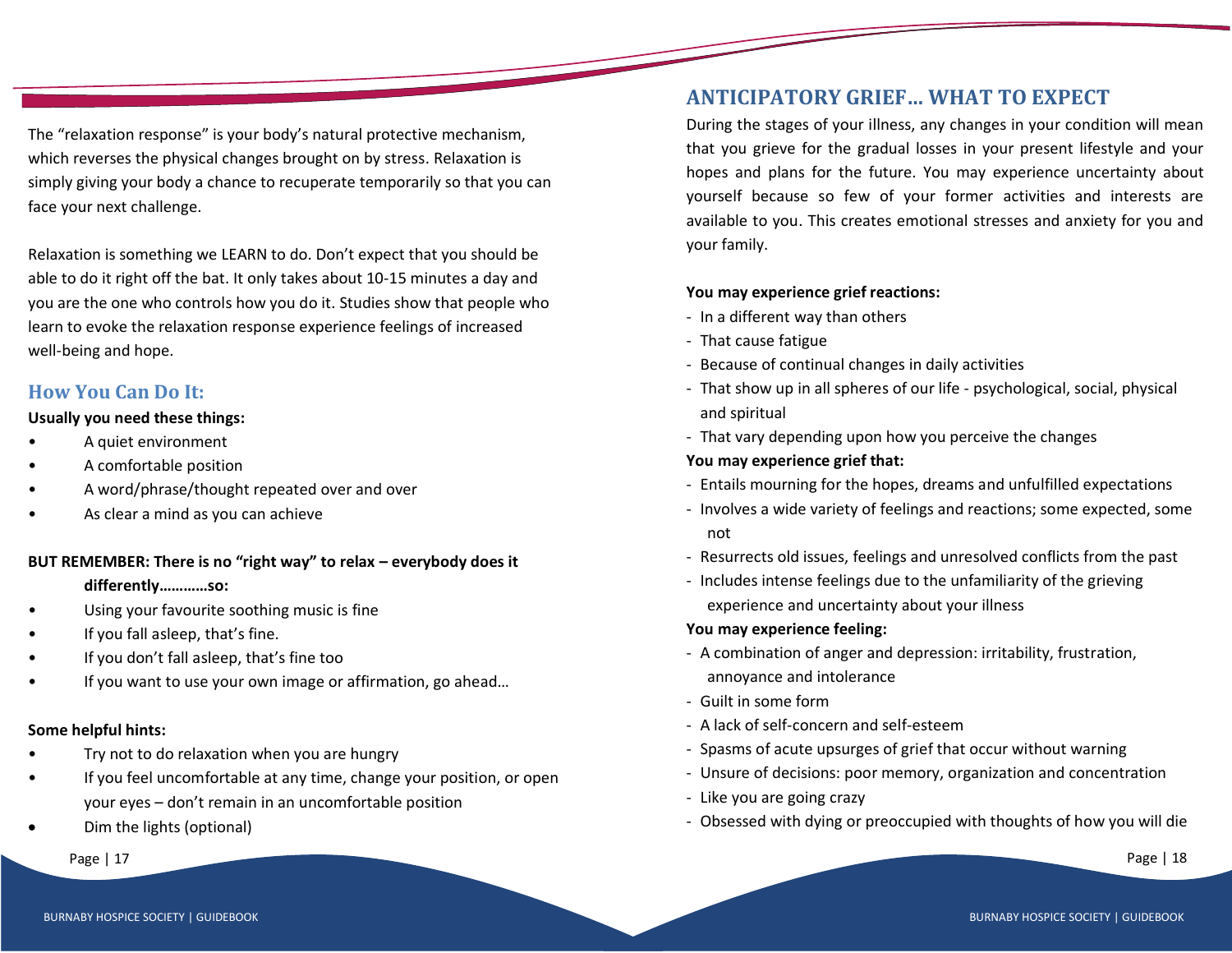The "relaxation response" is your body's natural protective mechanism, which reverses the physical changes brought on by stress. Relaxation is simply giving your body a chance to recuperate temporarily so that you can face your next challenge.

Relaxation is something we LEARN to do. Don't expect that you should be able to do it right off the bat. It only takes about 10-15 minutes a day and you are the one who controls how you do it. Studies show that people who learn to evoke the relaxation response experience feelings of increased well-being and hope.

## How You Can Do It:

**Usually you need these things:**

- A quiet environment
- A comfortable position
- A word/phrase/thought repeated over and over
- As clear a mind as you can achieve

**BUT REMEMBER: There is no "right way" to relax – everybody does it differently…………so:**

- Using your favourite soothing music is fine
- If you fall asleep, that's fine.
- If you don't fall asleep, that's fine too
- If you want to use your own image or affirmation, go ahead…

**Some helpful hints:**

- Try not to do relaxation when you are hungry
- If you feel uncomfortable at any time, change your position, or open your eyes – don't remain in an uncomfortable position
- Dim the lights (optional)

# ANTICIPATORY GRIEF… WHAT TO EXPECT

During the stages of your illness, any changes in your condition will mean that you grieve for the gradual losses in your present lifestyle and your hopes and plans for the future. You may experience uncertainty about yourself because so few of your former activities and interests are available to you. This creates emotional stresses and anxiety for you and your family.

**You may experience grief reactions:**

- In a different way than others
- That cause fatigue
- Because of continual changes in daily activities
- That show up in all spheres of our life - psychological, social, physical and spiritual
- That vary depending upon how you perceive the changes

**You may experience grief that:**

- Entails mourning for the hopes, dreams and unfulfilled expectations
- Involves a wide variety of feelings and reactions; some expected, some not
- Resurrects old issues, feelings and unresolved conflicts from the past
- Includes intense feelings due to the unfamiliarity of the grieving experience and uncertainty about your illness

**You may experience feeling:**

- A combination of anger and depression: irritability, frustration, annoyance and intolerance
- Guilt in some form
- A lack of self-concern and self-esteem
- Spasms of acute upsurges of grief that occur without warning
- Unsure of decisions: poor memory, organization and concentration
- Like you are going crazy
- Obsessed with dying or preoccupied with thoughts of how you will die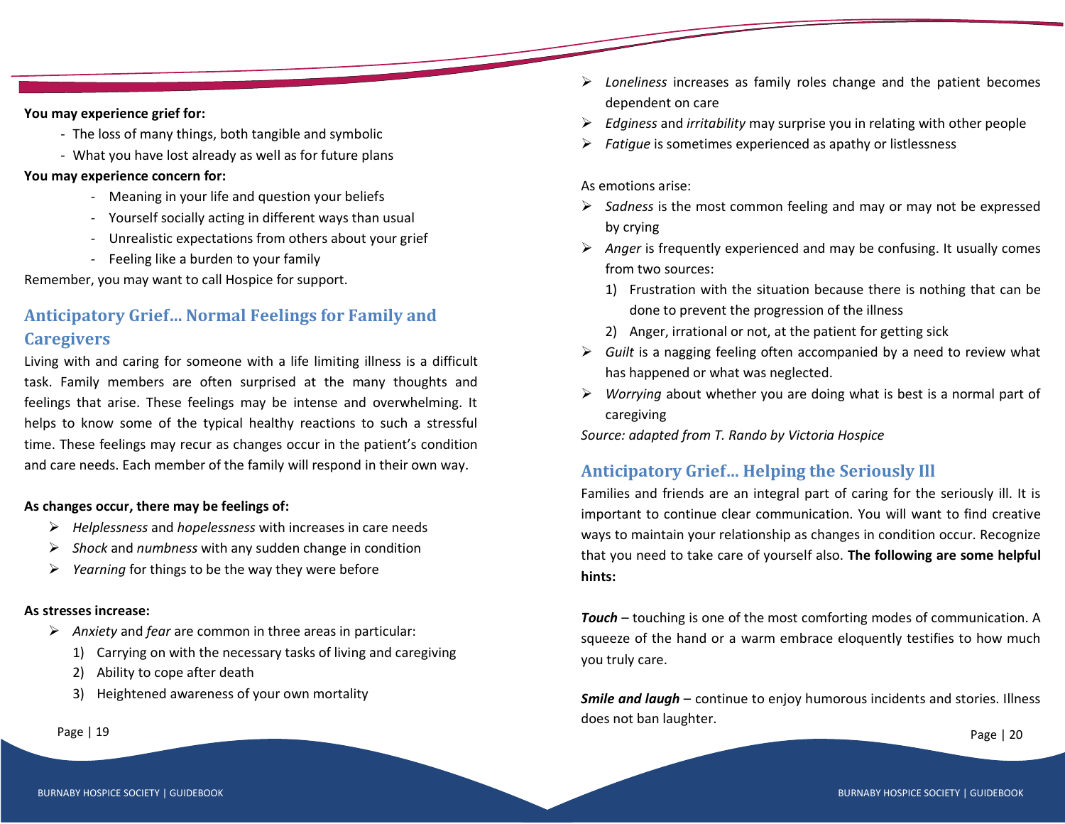**You may experience grief for:**

- The loss of many things, both tangible and symbolic
- What you have lost already as well as for future plans

**You may experience concern for:**

- Meaning in your life and question your beliefs
- Yourself socially acting in different ways than usual
- Unrealistic expectations from others about your grief
- Feeling like a burden to your family

Remember, you may want to call Hospice for support.

## Anticipatory Grief... Normal Feelings for Family and Caregivers

Living with and caring for someone with a life limiting illness is a difficult task. Family members are often surprised at the many thoughts and feelings that arise. These feelings may be intense and overwhelming. It helps to know some of the typical healthy reactions to such a stressful time. These feelings may recur as changes occur in the patient's condition and care needs. Each member of the family will respond in their own way.

**As changes occur, there may be feelings of:**

- *Helplessness* and *hopelessness* with increases in care needs
- *Shock* and *numbness* with any sudden change in condition
- *Yearning* for things to be the way they were before

**As stresses increase:**

- *Anxiety* and *fear* are common in three areas in particular:
  1) Carrying on with the necessary tasks of living and caregiving
  2) Ability to cope after death
  3) Heightened awareness of your own mortality
- *Loneliness* increases as family roles change and the patient becomes dependent on care
- *Edginess* and *irritability* may surprise you in relating with other people
- *Fatigue* is sometimes experienced as apathy or listlessness

As emotions arise:

- *Sadness* is the most common feeling and may or may not be expressed by crying
- *Anger* is frequently experienced and may be confusing. It usually comes from two sources:
  1) Frustration with the situation because there is nothing that can be done to prevent the progression of the illness
  2) Anger, irrational or not, at the patient for getting sick
- *Guilt* is a nagging feeling often accompanied by a need to review what has happened or what was neglected.
- *Worrying* about whether you are doing what is best is a normal part of caregiving

*Source: adapted from T. Rando by Victoria Hospice*

## Anticipatory Grief... Helping the Seriously Ill

Families and friends are an integral part of caring for the seriously ill. It is important to continue clear communication. You will want to find creative ways to maintain your relationship as changes in condition occur. Recognize that you need to take care of yourself also. **The following are some helpful hints:**

***Touch*** – touching is one of the most comforting modes of communication. A squeeze of the hand or a warm embrace eloquently testifies to how much you truly care.

***Smile and laugh*** – continue to enjoy humorous incidents and stories. Illness does not ban laughter.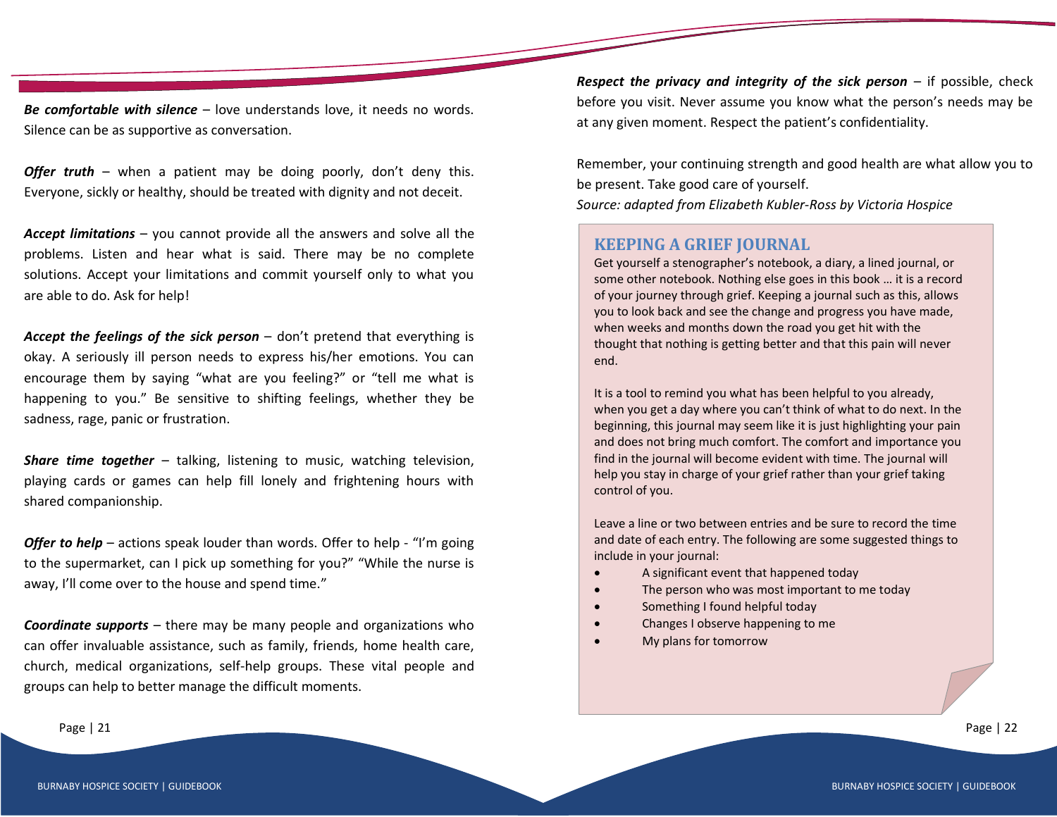***Be comfortable with silence*** – love understands love, it needs no words. Silence can be as supportive as conversation.

***Offer truth*** – when a patient may be doing poorly, don't deny this. Everyone, sickly or healthy, should be treated with dignity and not deceit.

***Accept limitations*** – you cannot provide all the answers and solve all the problems. Listen and hear what is said. There may be no complete solutions. Accept your limitations and commit yourself only to what you are able to do. Ask for help!

***Accept the feelings of the sick person*** – don't pretend that everything is okay. A seriously ill person needs to express his/her emotions. You can encourage them by saying "what are you feeling?" or "tell me what is happening to you." Be sensitive to shifting feelings, whether they be sadness, rage, panic or frustration.

***Share time together*** – talking, listening to music, watching television, playing cards or games can help fill lonely and frightening hours with shared companionship.

***Offer to help*** – actions speak louder than words. Offer to help - "I'm going to the supermarket, can I pick up something for you?" "While the nurse is away, I'll come over to the house and spend time."

***Coordinate supports*** – there may be many people and organizations who can offer invaluable assistance, such as family, friends, home health care, church, medical organizations, self-help groups. These vital people and groups can help to better manage the difficult moments.

***Respect the privacy and integrity of the sick person*** – if possible, check before you visit. Never assume you know what the person's needs may be at any given moment. Respect the patient's confidentiality.

Remember, your continuing strength and good health are what allow you to be present. Take good care of yourself.
*Source: adapted from Elizabeth Kubler-Ross by Victoria Hospice*

## KEEPING A GRIEF JOURNAL

Get yourself a stenographer's notebook, a diary, a lined journal, or some other notebook. Nothing else goes in this book … it is a record of your journey through grief. Keeping a journal such as this, allows you to look back and see the change and progress you have made, when weeks and months down the road you get hit with the thought that nothing is getting better and that this pain will never end.

It is a tool to remind you what has been helpful to you already, when you get a day where you can't think of what to do next. In the beginning, this journal may seem like it is just highlighting your pain and does not bring much comfort. The comfort and importance you find in the journal will become evident with time. The journal will help you stay in charge of your grief rather than your grief taking control of you.

Leave a line or two between entries and be sure to record the time and date of each entry. The following are some suggested things to include in your journal:

- A significant event that happened today
- The person who was most important to me today
- Something I found helpful today
- Changes I observe happening to me
- My plans for tomorrow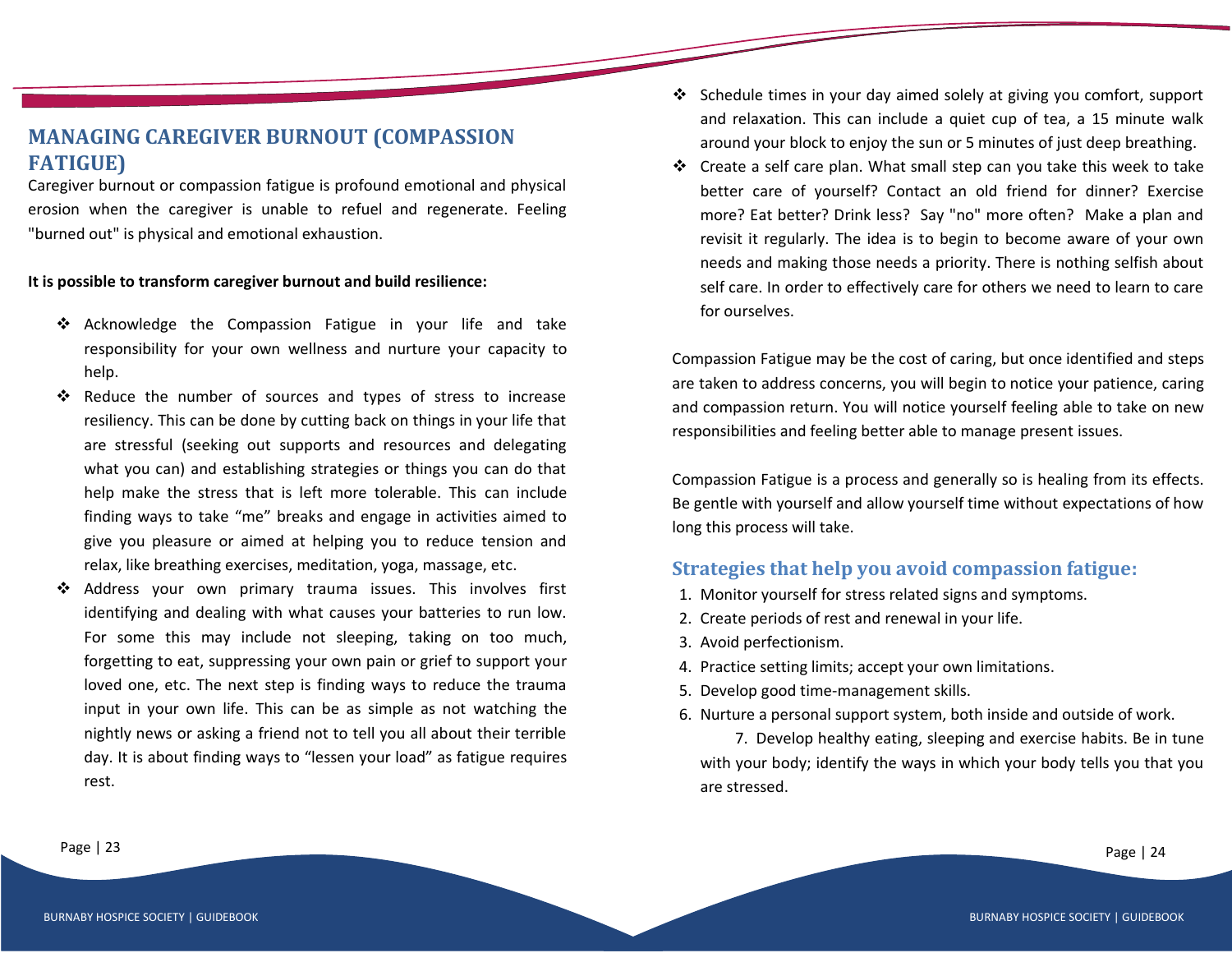## MANAGING CAREGIVER BURNOUT (COMPASSION FATIGUE)

Caregiver burnout or compassion fatigue is profound emotional and physical erosion when the caregiver is unable to refuel and regenerate. Feeling "burned out" is physical and emotional exhaustion.

**It is possible to transform caregiver burnout and build resilience:**

- Acknowledge the Compassion Fatigue in your life and take responsibility for your own wellness and nurture your capacity to help.
- Reduce the number of sources and types of stress to increase resiliency. This can be done by cutting back on things in your life that are stressful (seeking out supports and resources and delegating what you can) and establishing strategies or things you can do that help make the stress that is left more tolerable. This can include finding ways to take "me" breaks and engage in activities aimed to give you pleasure or aimed at helping you to reduce tension and relax, like breathing exercises, meditation, yoga, massage, etc.
- Address your own primary trauma issues. This involves first identifying and dealing with what causes your batteries to run low. For some this may include not sleeping, taking on too much, forgetting to eat, suppressing your own pain or grief to support your loved one, etc. The next step is finding ways to reduce the trauma input in your own life. This can be as simple as not watching the nightly news or asking a friend not to tell you all about their terrible day. It is about finding ways to "lessen your load" as fatigue requires rest.
- Schedule times in your day aimed solely at giving you comfort, support and relaxation. This can include a quiet cup of tea, a 15 minute walk around your block to enjoy the sun or 5 minutes of just deep breathing.
- Create a self care plan. What small step can you take this week to take better care of yourself? Contact an old friend for dinner? Exercise more? Eat better? Drink less? Say "no" more often? Make a plan and revisit it regularly. The idea is to begin to become aware of your own needs and making those needs a priority. There is nothing selfish about self care. In order to effectively care for others we need to learn to care for ourselves.

Compassion Fatigue may be the cost of caring, but once identified and steps are taken to address concerns, you will begin to notice your patience, caring and compassion return. You will notice yourself feeling able to take on new responsibilities and feeling better able to manage present issues.

Compassion Fatigue is a process and generally so is healing from its effects. Be gentle with yourself and allow yourself time without expectations of how long this process will take.

### Strategies that help you avoid compassion fatigue:

1. Monitor yourself for stress related signs and symptoms.
2. Create periods of rest and renewal in your life.
3. Avoid perfectionism.
4. Practice setting limits; accept your own limitations.
5. Develop good time-management skills.
6. Nurture a personal support system, both inside and outside of work.
7. Develop healthy eating, sleeping and exercise habits. Be in tune with your body; identify the ways in which your body tells you that you are stressed.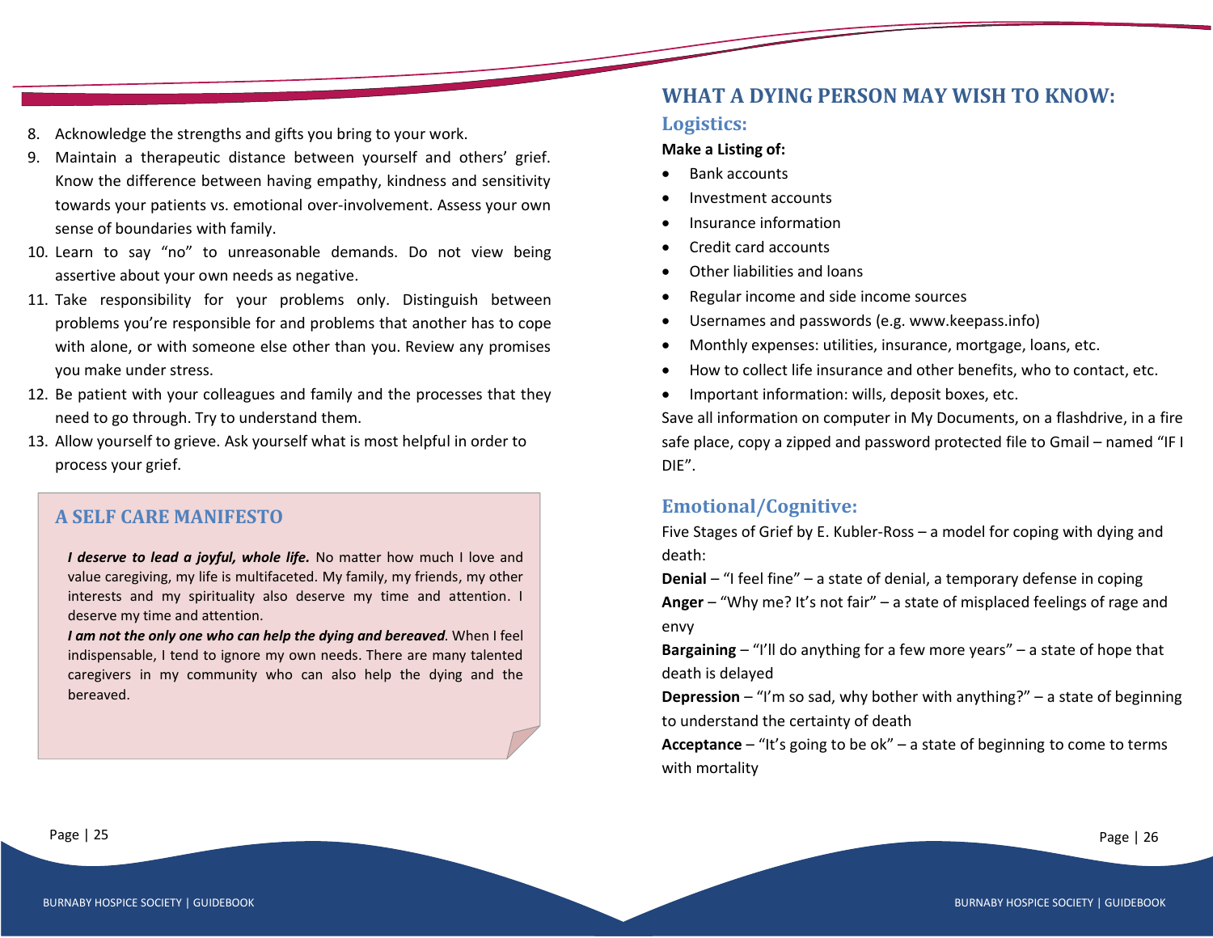8. Acknowledge the strengths and gifts you bring to your work.
9. Maintain a therapeutic distance between yourself and others' grief. Know the difference between having empathy, kindness and sensitivity towards your patients vs. emotional over-involvement. Assess your own sense of boundaries with family.
10. Learn to say "no" to unreasonable demands. Do not view being assertive about your own needs as negative.
11. Take responsibility for your problems only. Distinguish between problems you're responsible for and problems that another has to cope with alone, or with someone else other than you. Review any promises you make under stress.
12. Be patient with your colleagues and family and the processes that they need to go through. Try to understand them.
13. Allow yourself to grieve. Ask yourself what is most helpful in order to process your grief.

## A SELF CARE MANIFESTO

***I deserve to lead a joyful, whole life.*** No matter how much I love and value caregiving, my life is multifaceted. My family, my friends, my other interests and my spirituality also deserve my time and attention. I deserve my time and attention.

***I am not the only one who can help the dying and bereaved.*** When I feel indispensable, I tend to ignore my own needs. There are many talented caregivers in my community who can also help the dying and the bereaved.

# WHAT A DYING PERSON MAY WISH TO KNOW:

## Logistics:

**Make a Listing of:**

- Bank accounts
- Investment accounts
- Insurance information
- Credit card accounts
- Other liabilities and loans
- Regular income and side income sources
- Usernames and passwords (e.g. www.keepass.info)
- Monthly expenses: utilities, insurance, mortgage, loans, etc.
- How to collect life insurance and other benefits, who to contact, etc.
- Important information: wills, deposit boxes, etc.

Save all information on computer in My Documents, on a flashdrive, in a fire safe place, copy a zipped and password protected file to Gmail – named "IF I DIE".

## Emotional/Cognitive:

Five Stages of Grief by E. Kubler-Ross – a model for coping with dying and death:

**Denial** – "I feel fine" – a state of denial, a temporary defense in coping

**Anger** – "Why me? It's not fair" – a state of misplaced feelings of rage and envy

**Bargaining** – "I'll do anything for a few more years" – a state of hope that death is delayed

**Depression** – "I'm so sad, why bother with anything?" – a state of beginning to understand the certainty of death

**Acceptance** – "It's going to be ok" – a state of beginning to come to terms with mortality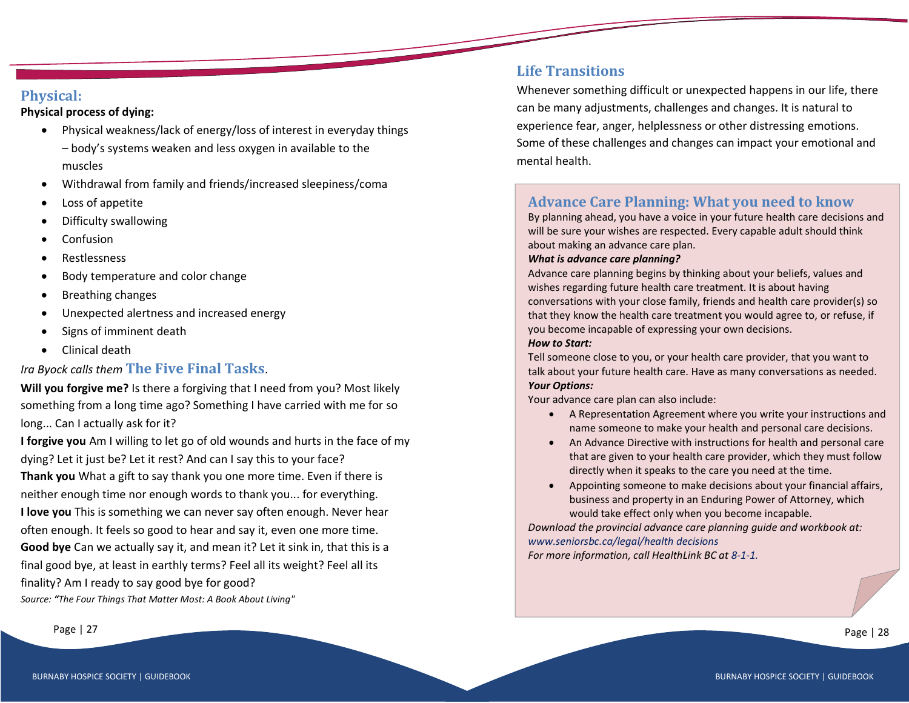## Physical:

**Physical process of dying:**

- Physical weakness/lack of energy/loss of interest in everyday things – body's systems weaken and less oxygen in available to the muscles
- Withdrawal from family and friends/increased sleepiness/coma
- Loss of appetite
- Difficulty swallowing
- Confusion
- Restlessness
- Body temperature and color change
- Breathing changes
- Unexpected alertness and increased energy
- Signs of imminent death
- Clinical death

*Ira Byock calls them* **The Five Final Tasks**.

**Will you forgive me?** Is there a forgiving that I need from you? Most likely something from a long time ago? Something I have carried with me for so long... Can I actually ask for it?

**I forgive you** Am I willing to let go of old wounds and hurts in the face of my dying? Let it just be? Let it rest? And can I say this to your face?

**Thank you** What a gift to say thank you one more time. Even if there is neither enough time nor enough words to thank you... for everything.

**I love you** This is something we can never say often enough. Never hear often enough. It feels so good to hear and say it, even one more time.

**Good bye** Can we actually say it, and mean it? Let it sink in, that this is a final good bye, at least in earthly terms? Feel all its weight? Feel all its finality? Am I ready to say good bye for good?

*Source: "The Four Things That Matter Most: A Book About Living"*

## Life Transitions

Whenever something difficult or unexpected happens in our life, there can be many adjustments, challenges and changes. It is natural to experience fear, anger, helplessness or other distressing emotions. Some of these challenges and changes can impact your emotional and mental health.

### Advance Care Planning: What you need to know

By planning ahead, you have a voice in your future health care decisions and will be sure your wishes are respected. Every capable adult should think about making an advance care plan.

***What is advance care planning?***

Advance care planning begins by thinking about your beliefs, values and wishes regarding future health care treatment. It is about having conversations with your close family, friends and health care provider(s) so that they know the health care treatment you would agree to, or refuse, if you become incapable of expressing your own decisions.

***How to Start:***

Tell someone close to you, or your health care provider, that you want to talk about your future health care. Have as many conversations as needed.

***Your Options:***

Your advance care plan can also include:

- A Representation Agreement where you write your instructions and name someone to make your health and personal care decisions.
- An Advance Directive with instructions for health and personal care that are given to your health care provider, which they must follow directly when it speaks to the care you need at the time.
- Appointing someone to make decisions about your financial affairs, business and property in an Enduring Power of Attorney, which would take effect only when you become incapable.

*Download the provincial advance care planning guide and workbook at: www.seniorsbc.ca/legal/health decisions*

*For more information, call HealthLink BC at 8-1-1.*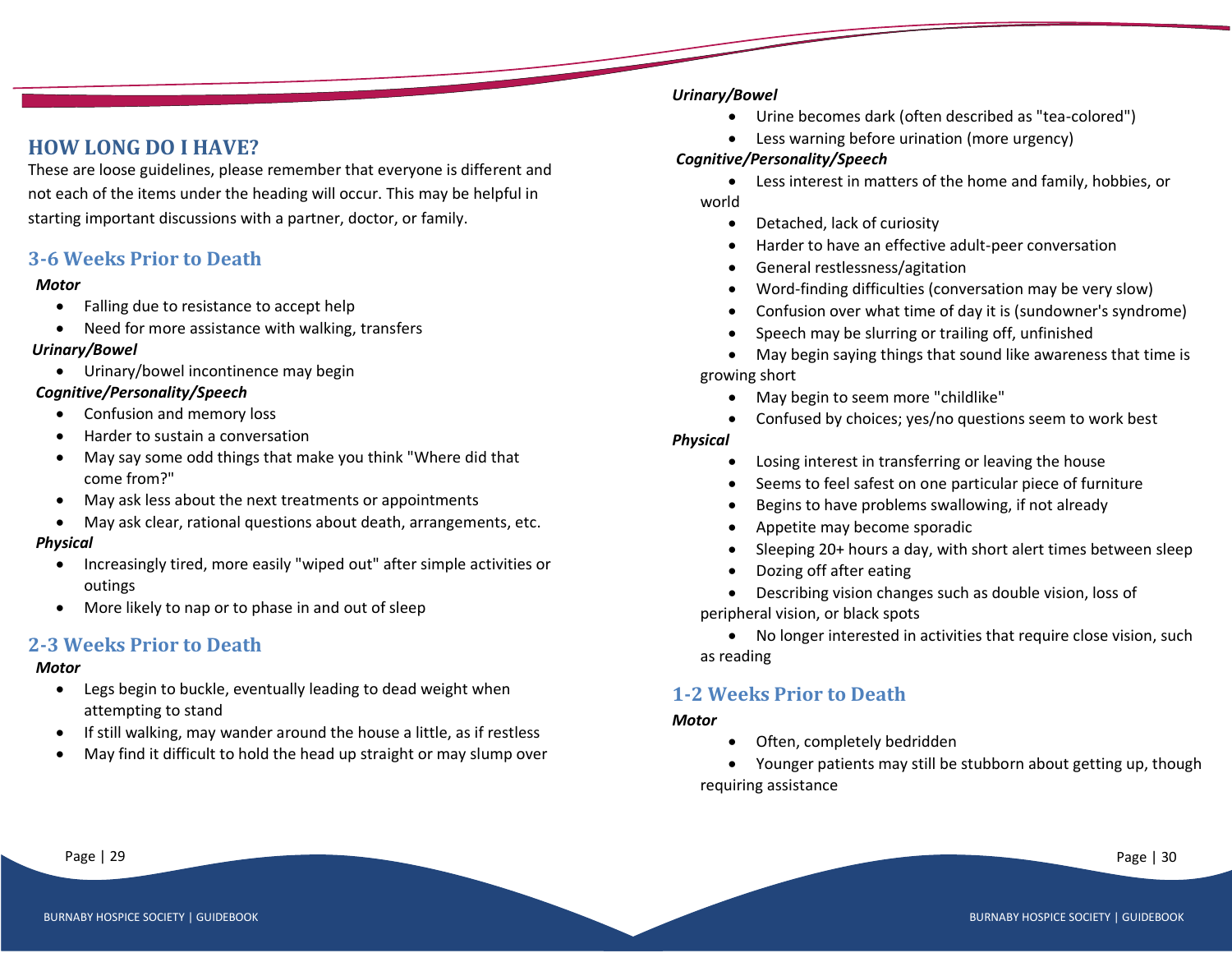## HOW LONG DO I HAVE?

These are loose guidelines, please remember that everyone is different and not each of the items under the heading will occur. This may be helpful in starting important discussions with a partner, doctor, or family.

### 3-6 Weeks Prior to Death

***Motor***

- Falling due to resistance to accept help
- Need for more assistance with walking, transfers

***Urinary/Bowel***

- Urinary/bowel incontinence may begin

***Cognitive/Personality/Speech***

- Confusion and memory loss
- Harder to sustain a conversation
- May say some odd things that make you think "Where did that come from?"
- May ask less about the next treatments or appointments
- May ask clear, rational questions about death, arrangements, etc.

***Physical***

- Increasingly tired, more easily "wiped out" after simple activities or outings
- More likely to nap or to phase in and out of sleep

### 2-3 Weeks Prior to Death

***Motor***

- Legs begin to buckle, eventually leading to dead weight when attempting to stand
- If still walking, may wander around the house a little, as if restless
- May find it difficult to hold the head up straight or may slump over

***Urinary/Bowel***

- Urine becomes dark (often described as "tea-colored")
- Less warning before urination (more urgency)

***Cognitive/Personality/Speech***

- Less interest in matters of the home and family, hobbies, or world
- Detached, lack of curiosity
- Harder to have an effective adult-peer conversation
- General restlessness/agitation
- Word-finding difficulties (conversation may be very slow)
- Confusion over what time of day it is (sundowner's syndrome)
- Speech may be slurring or trailing off, unfinished
- May begin saying things that sound like awareness that time is growing short
- May begin to seem more "childlike"
- Confused by choices; yes/no questions seem to work best

***Physical***

- Losing interest in transferring or leaving the house
- Seems to feel safest on one particular piece of furniture
- Begins to have problems swallowing, if not already
- Appetite may become sporadic
- Sleeping 20+ hours a day, with short alert times between sleep
- Dozing off after eating
- Describing vision changes such as double vision, loss of peripheral vision, or black spots
- No longer interested in activities that require close vision, such as reading

### 1-2 Weeks Prior to Death

***Motor***

- Often, completely bedridden
- Younger patients may still be stubborn about getting up, though requiring assistance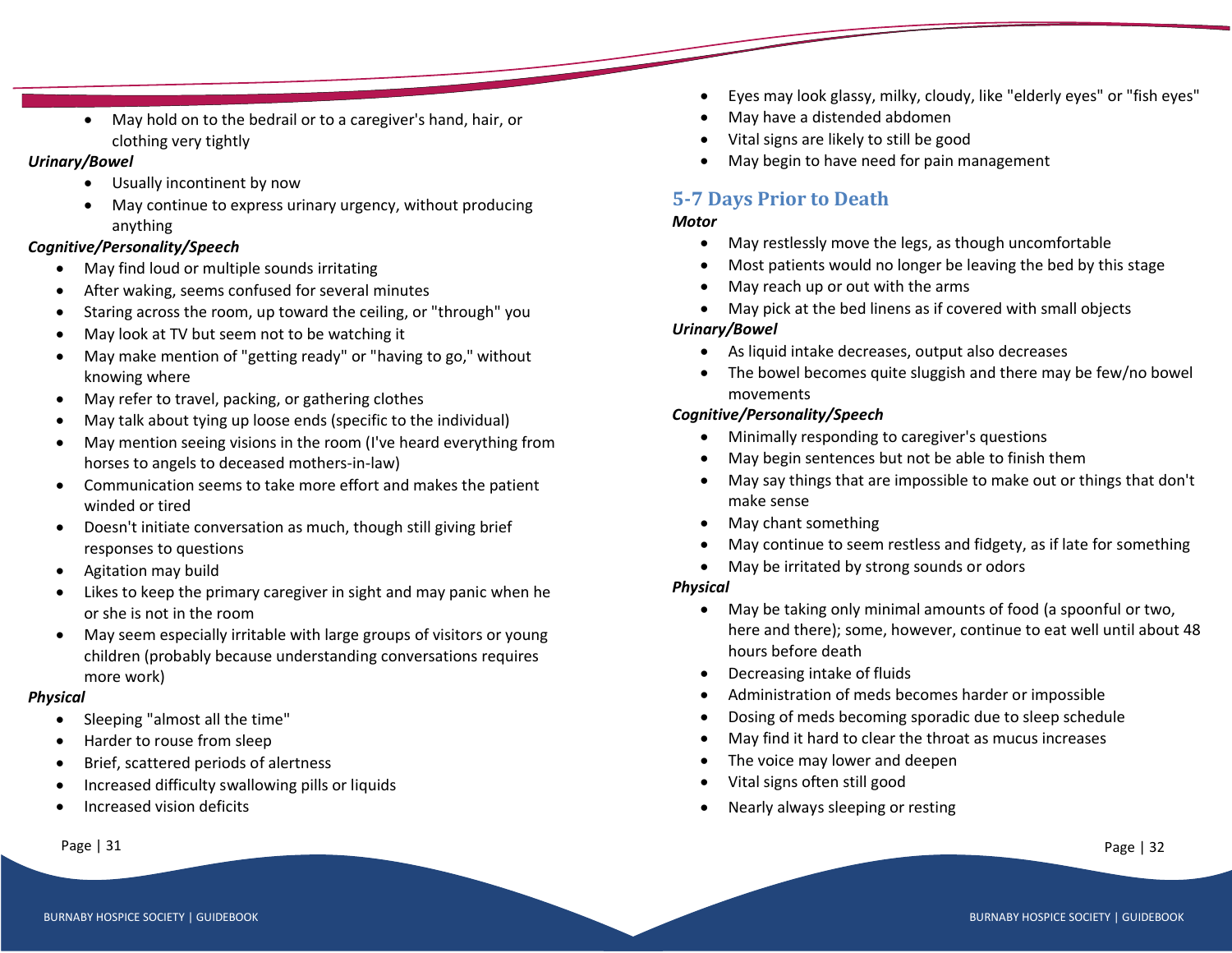- May hold on to the bedrail or to a caregiver's hand, hair, or clothing very tightly

***Urinary/Bowel***

- Usually incontinent by now
- May continue to express urinary urgency, without producing anything

***Cognitive/Personality/Speech***

- May find loud or multiple sounds irritating
- After waking, seems confused for several minutes
- Staring across the room, up toward the ceiling, or "through" you
- May look at TV but seem not to be watching it
- May make mention of "getting ready" or "having to go," without knowing where
- May refer to travel, packing, or gathering clothes
- May talk about tying up loose ends (specific to the individual)
- May mention seeing visions in the room (I've heard everything from horses to angels to deceased mothers-in-law)
- Communication seems to take more effort and makes the patient winded or tired
- Doesn't initiate conversation as much, though still giving brief responses to questions
- Agitation may build
- Likes to keep the primary caregiver in sight and may panic when he or she is not in the room
- May seem especially irritable with large groups of visitors or young children (probably because understanding conversations requires more work)

***Physical***

- Sleeping "almost all the time"
- Harder to rouse from sleep
- Brief, scattered periods of alertness
- Increased difficulty swallowing pills or liquids
- Increased vision deficits
- Eyes may look glassy, milky, cloudy, like "elderly eyes" or "fish eyes"
- May have a distended abdomen
- Vital signs are likely to still be good
- May begin to have need for pain management

## 5-7 Days Prior to Death

***Motor***

- May restlessly move the legs, as though uncomfortable
- Most patients would no longer be leaving the bed by this stage
- May reach up or out with the arms
- May pick at the bed linens as if covered with small objects

***Urinary/Bowel***

- As liquid intake decreases, output also decreases
- The bowel becomes quite sluggish and there may be few/no bowel movements

***Cognitive/Personality/Speech***

- Minimally responding to caregiver's questions
- May begin sentences but not be able to finish them
- May say things that are impossible to make out or things that don't make sense
- May chant something
- May continue to seem restless and fidgety, as if late for something
- May be irritated by strong sounds or odors

***Physical***

- May be taking only minimal amounts of food (a spoonful or two, here and there); some, however, continue to eat well until about 48 hours before death
- Decreasing intake of fluids
- Administration of meds becomes harder or impossible
- Dosing of meds becoming sporadic due to sleep schedule
- May find it hard to clear the throat as mucus increases
- The voice may lower and deepen
- Vital signs often still good
- Nearly always sleeping or resting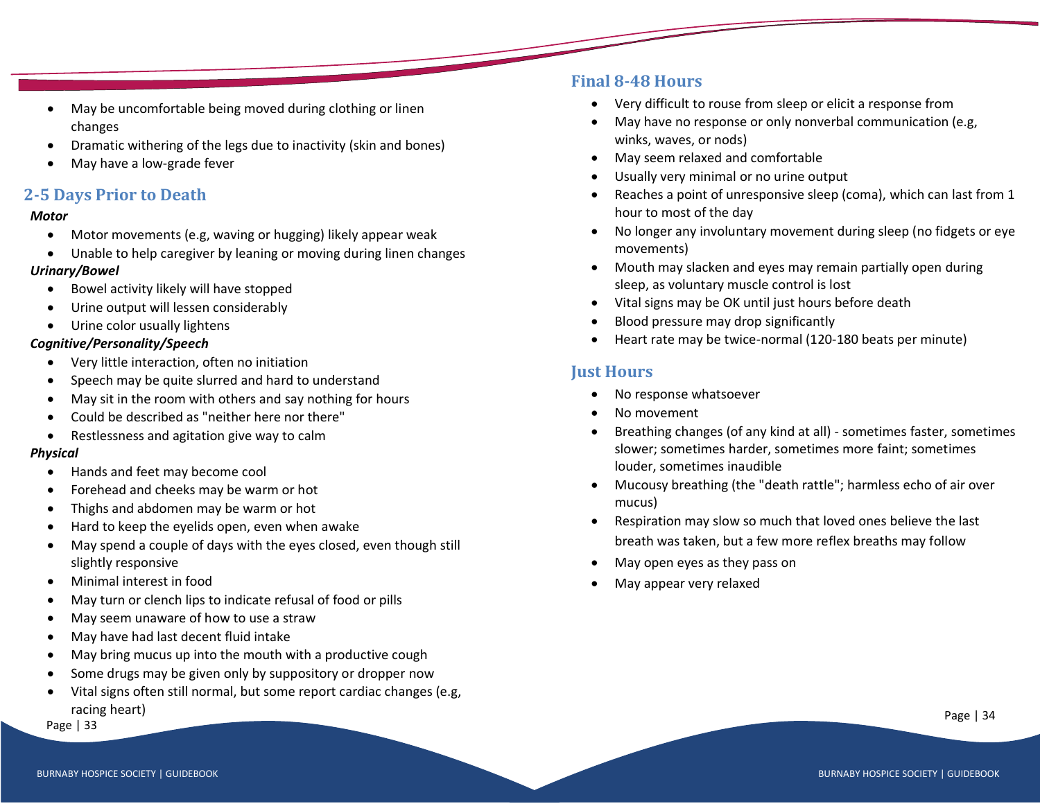- May be uncomfortable being moved during clothing or linen changes
- Dramatic withering of the legs due to inactivity (skin and bones)
- May have a low-grade fever

## 2-5 Days Prior to Death

***Motor***

- Motor movements (e.g, waving or hugging) likely appear weak
- Unable to help caregiver by leaning or moving during linen changes

***Urinary/Bowel***

- Bowel activity likely will have stopped
- Urine output will lessen considerably
- Urine color usually lightens

***Cognitive/Personality/Speech***

- Very little interaction, often no initiation
- Speech may be quite slurred and hard to understand
- May sit in the room with others and say nothing for hours
- Could be described as "neither here nor there"
- Restlessness and agitation give way to calm

***Physical***

- Hands and feet may become cool
- Forehead and cheeks may be warm or hot
- Thighs and abdomen may be warm or hot
- Hard to keep the eyelids open, even when awake
- May spend a couple of days with the eyes closed, even though still slightly responsive
- Minimal interest in food
- May turn or clench lips to indicate refusal of food or pills
- May seem unaware of how to use a straw
- May have had last decent fluid intake
- May bring mucus up into the mouth with a productive cough
- Some drugs may be given only by suppository or dropper now
- Vital signs often still normal, but some report cardiac changes (e.g, racing heart)

## Final 8-48 Hours

- Very difficult to rouse from sleep or elicit a response from
- May have no response or only nonverbal communication (e.g, winks, waves, or nods)
- May seem relaxed and comfortable
- Usually very minimal or no urine output
- Reaches a point of unresponsive sleep (coma), which can last from 1 hour to most of the day
- No longer any involuntary movement during sleep (no fidgets or eye movements)
- Mouth may slacken and eyes may remain partially open during sleep, as voluntary muscle control is lost
- Vital signs may be OK until just hours before death
- Blood pressure may drop significantly
- Heart rate may be twice-normal (120-180 beats per minute)

## Just Hours

- No response whatsoever
- No movement
- Breathing changes (of any kind at all) - sometimes faster, sometimes slower; sometimes harder, sometimes more faint; sometimes louder, sometimes inaudible
- Mucousy breathing (the "death rattle"; harmless echo of air over mucus)
- Respiration may slow so much that loved ones believe the last breath was taken, but a few more reflex breaths may follow
- May open eyes as they pass on
- May appear very relaxed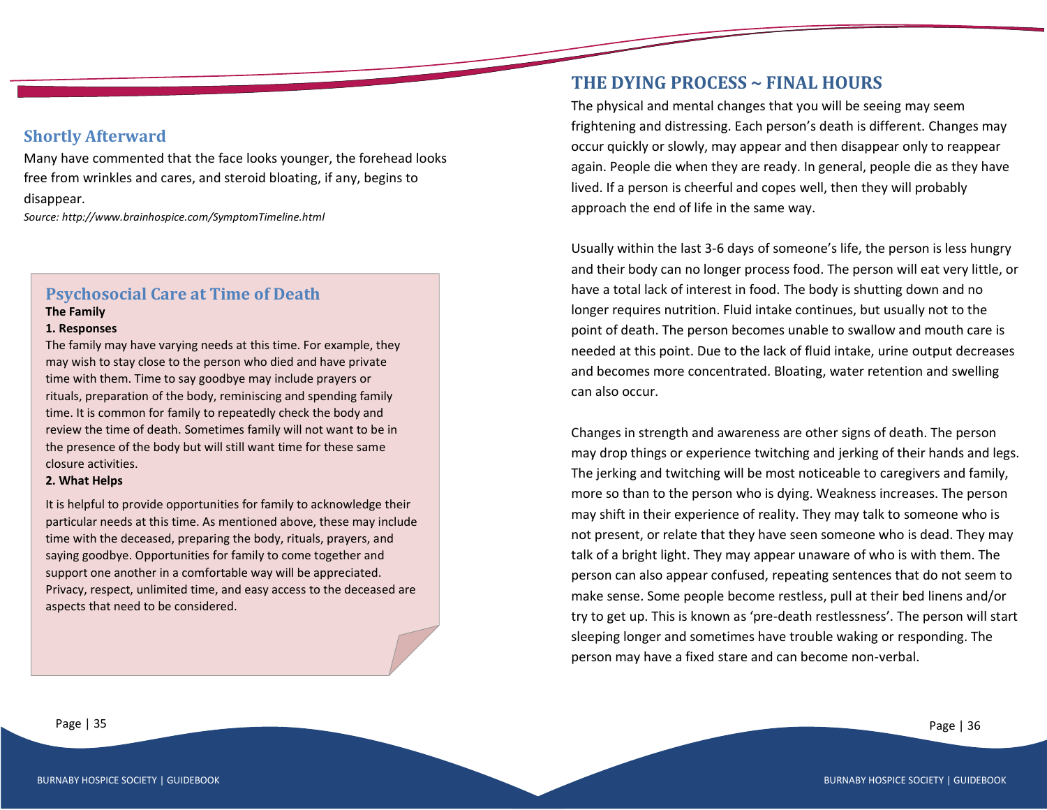## Shortly Afterward

Many have commented that the face looks younger, the forehead looks free from wrinkles and cares, and steroid bloating, if any, begins to disappear.

*Source: http://www.brainhospice.com/SymptomTimeline.html*

## Psychosocial Care at Time of Death

**The Family**

**1. Responses**

The family may have varying needs at this time. For example, they may wish to stay close to the person who died and have private time with them. Time to say goodbye may include prayers or rituals, preparation of the body, reminiscing and spending family time. It is common for family to repeatedly check the body and review the time of death. Sometimes family will not want to be in the presence of the body but will still want time for these same closure activities.

**2. What Helps**

It is helpful to provide opportunities for family to acknowledge their particular needs at this time. As mentioned above, these may include time with the deceased, preparing the body, rituals, prayers, and saying goodbye. Opportunities for family to come together and support one another in a comfortable way will be appreciated. Privacy, respect, unlimited time, and easy access to the deceased are aspects that need to be considered.

## THE DYING PROCESS ~ FINAL HOURS

The physical and mental changes that you will be seeing may seem frightening and distressing. Each person's death is different. Changes may occur quickly or slowly, may appear and then disappear only to reappear again. People die when they are ready. In general, people die as they have lived. If a person is cheerful and copes well, then they will probably approach the end of life in the same way.

Usually within the last 3-6 days of someone's life, the person is less hungry and their body can no longer process food. The person will eat very little, or have a total lack of interest in food. The body is shutting down and no longer requires nutrition. Fluid intake continues, but usually not to the point of death. The person becomes unable to swallow and mouth care is needed at this point. Due to the lack of fluid intake, urine output decreases and becomes more concentrated. Bloating, water retention and swelling can also occur.

Changes in strength and awareness are other signs of death. The person may drop things or experience twitching and jerking of their hands and legs. The jerking and twitching will be most noticeable to caregivers and family, more so than to the person who is dying. Weakness increases. The person may shift in their experience of reality. They may talk to someone who is not present, or relate that they have seen someone who is dead. They may talk of a bright light. They may appear unaware of who is with them. The person can also appear confused, repeating sentences that do not seem to make sense. Some people become restless, pull at their bed linens and/or try to get up. This is known as 'pre-death restlessness'. The person will start sleeping longer and sometimes have trouble waking or responding. The person may have a fixed stare and can become non-verbal.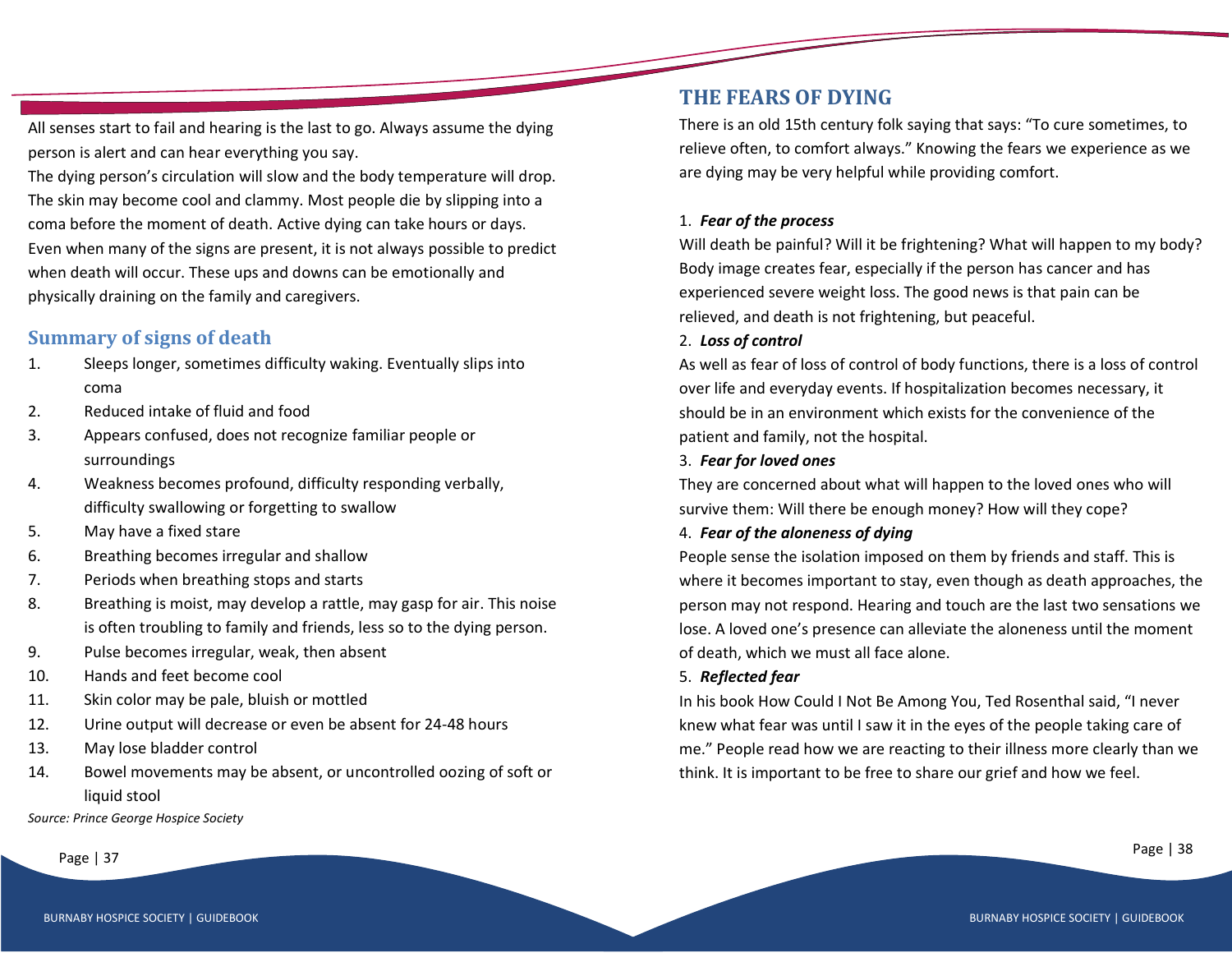All senses start to fail and hearing is the last to go. Always assume the dying person is alert and can hear everything you say.

The dying person's circulation will slow and the body temperature will drop. The skin may become cool and clammy. Most people die by slipping into a coma before the moment of death. Active dying can take hours or days. Even when many of the signs are present, it is not always possible to predict when death will occur. These ups and downs can be emotionally and physically draining on the family and caregivers.

## Summary of signs of death

1. Sleeps longer, sometimes difficulty waking. Eventually slips into coma
2. Reduced intake of fluid and food
3. Appears confused, does not recognize familiar people or surroundings
4. Weakness becomes profound, difficulty responding verbally, difficulty swallowing or forgetting to swallow
5. May have a fixed stare
6. Breathing becomes irregular and shallow
7. Periods when breathing stops and starts
8. Breathing is moist, may develop a rattle, may gasp for air. This noise is often troubling to family and friends, less so to the dying person.
9. Pulse becomes irregular, weak, then absent
10. Hands and feet become cool
11. Skin color may be pale, bluish or mottled
12. Urine output will decrease or even be absent for 24-48 hours
13. May lose bladder control
14. Bowel movements may be absent, or uncontrolled oozing of soft or liquid stool

*Source: Prince George Hospice Society*

# THE FEARS OF DYING

There is an old 15th century folk saying that says: "To cure sometimes, to relieve often, to comfort always." Knowing the fears we experience as we are dying may be very helpful while providing comfort.

1. ***Fear of the process***

Will death be painful? Will it be frightening? What will happen to my body? Body image creates fear, especially if the person has cancer and has experienced severe weight loss. The good news is that pain can be relieved, and death is not frightening, but peaceful.

2. ***Loss of control***

As well as fear of loss of control of body functions, there is a loss of control over life and everyday events. If hospitalization becomes necessary, it should be in an environment which exists for the convenience of the patient and family, not the hospital.

3. ***Fear for loved ones***

They are concerned about what will happen to the loved ones who will survive them: Will there be enough money? How will they cope?

4. ***Fear of the aloneness of dying***

People sense the isolation imposed on them by friends and staff. This is where it becomes important to stay, even though as death approaches, the person may not respond. Hearing and touch are the last two sensations we lose. A loved one's presence can alleviate the aloneness until the moment of death, which we must all face alone.

5. ***Reflected fear***

In his book How Could I Not Be Among You, Ted Rosenthal said, "I never knew what fear was until I saw it in the eyes of the people taking care of me." People read how we are reacting to their illness more clearly than we think. It is important to be free to share our grief and how we feel.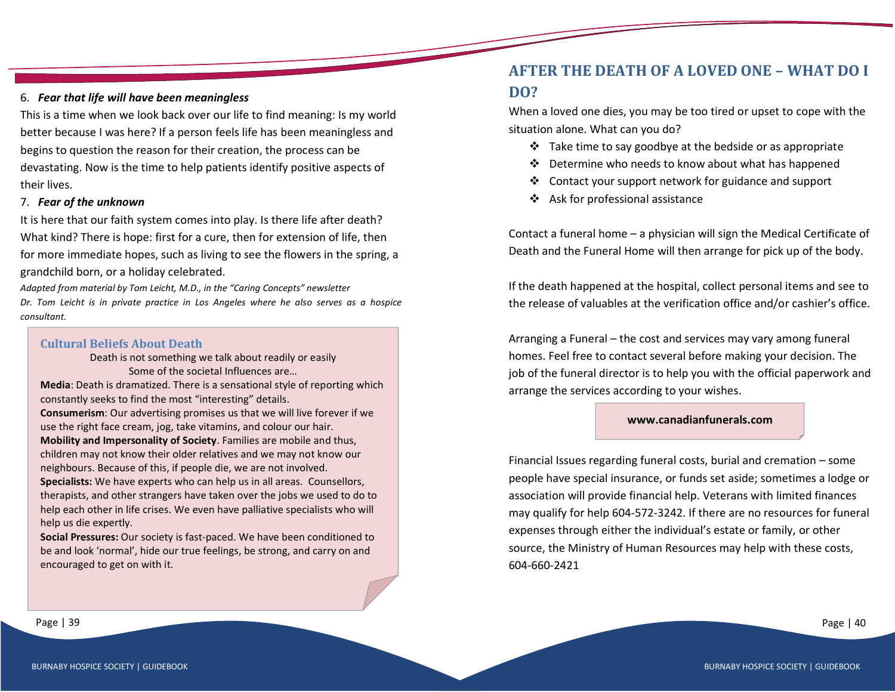6. ***Fear that life will have been meaningless***

This is a time when we look back over our life to find meaning: Is my world better because I was here? If a person feels life has been meaningless and begins to question the reason for their creation, the process can be devastating. Now is the time to help patients identify positive aspects of their lives.

7. ***Fear of the unknown***

It is here that our faith system comes into play. Is there life after death? What kind? There is hope: first for a cure, then for extension of life, then for more immediate hopes, such as living to see the flowers in the spring, a grandchild born, or a holiday celebrated.

*Adapted from material by Tom Leicht, M.D., in the "Caring Concepts" newsletter*
*Dr. Tom Leicht is in private practice in Los Angeles where he also serves as a hospice consultant.*

### Cultural Beliefs About Death

Death is not something we talk about readily or easily
Some of the societal Influences are…

**Media**: Death is dramatized. There is a sensational style of reporting which constantly seeks to find the most "interesting" details.

**Consumerism**: Our advertising promises us that we will live forever if we use the right face cream, jog, take vitamins, and colour our hair.

**Mobility and Impersonality of Society**. Families are mobile and thus, children may not know their older relatives and we may not know our neighbours. Because of this, if people die, we are not involved.

**Specialists:** We have experts who can help us in all areas. Counsellors, therapists, and other strangers have taken over the jobs we used to do to help each other in life crises. We even have palliative specialists who will help us die expertly.

**Social Pressures:** Our society is fast-paced. We have been conditioned to be and look 'normal', hide our true feelings, be strong, and carry on and encouraged to get on with it.

## AFTER THE DEATH OF A LOVED ONE – WHAT DO I DO?

When a loved one dies, you may be too tired or upset to cope with the situation alone. What can you do?

- Take time to say goodbye at the bedside or as appropriate
- Determine who needs to know about what has happened
- Contact your support network for guidance and support
- Ask for professional assistance

Contact a funeral home – a physician will sign the Medical Certificate of Death and the Funeral Home will then arrange for pick up of the body.

If the death happened at the hospital, collect personal items and see to the release of valuables at the verification office and/or cashier's office.

Arranging a Funeral – the cost and services may vary among funeral homes. Feel free to contact several before making your decision. The job of the funeral director is to help you with the official paperwork and arrange the services according to your wishes.

**www.canadianfunerals.com**

Financial Issues regarding funeral costs, burial and cremation – some people have special insurance, or funds set aside; sometimes a lodge or association will provide financial help. Veterans with limited finances may qualify for help 604-572-3242. If there are no resources for funeral expenses through either the individual's estate or family, or other source, the Ministry of Human Resources may help with these costs, 604-660-2421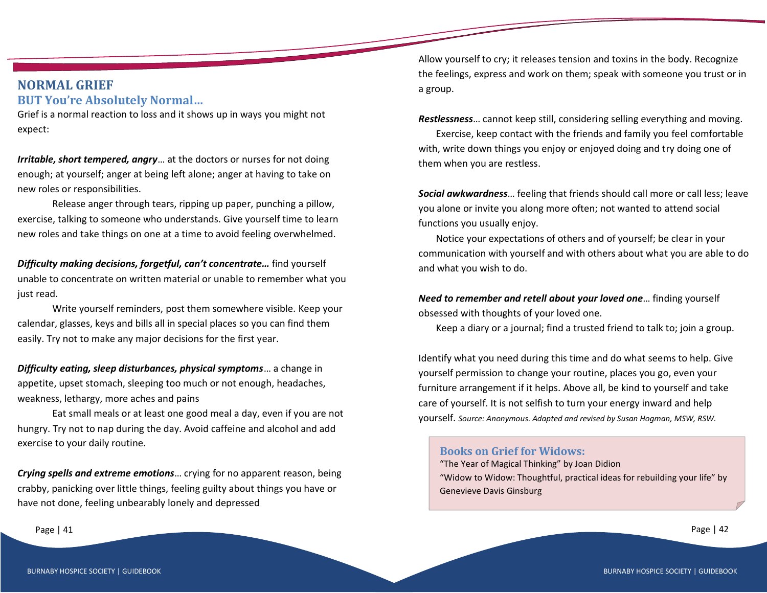# NORMAL GRIEF

## BUT You're Absolutely Normal…

Grief is a normal reaction to loss and it shows up in ways you might not expect:

***Irritable, short tempered, angry***… at the doctors or nurses for not doing enough; at yourself; anger at being left alone; anger at having to take on new roles or responsibilities.

Release anger through tears, ripping up paper, punching a pillow, exercise, talking to someone who understands. Give yourself time to learn new roles and take things on one at a time to avoid feeling overwhelmed.

***Difficulty making decisions, forgetful, can't concentrate…*** find yourself unable to concentrate on written material or unable to remember what you just read.

Write yourself reminders, post them somewhere visible. Keep your calendar, glasses, keys and bills all in special places so you can find them easily. Try not to make any major decisions for the first year.

***Difficulty eating, sleep disturbances, physical symptoms***… a change in appetite, upset stomach, sleeping too much or not enough, headaches, weakness, lethargy, more aches and pains

Eat small meals or at least one good meal a day, even if you are not hungry. Try not to nap during the day. Avoid caffeine and alcohol and add exercise to your daily routine.

***Crying spells and extreme emotions***… crying for no apparent reason, being crabby, panicking over little things, feeling guilty about things you have or have not done, feeling unbearably lonely and depressed

Allow yourself to cry; it releases tension and toxins in the body. Recognize the feelings, express and work on them; speak with someone you trust or in a group.

***Restlessness***… cannot keep still, considering selling everything and moving.

Exercise, keep contact with the friends and family you feel comfortable with, write down things you enjoy or enjoyed doing and try doing one of them when you are restless.

***Social awkwardness***… feeling that friends should call more or call less; leave you alone or invite you along more often; not wanted to attend social functions you usually enjoy.

Notice your expectations of others and of yourself; be clear in your communication with yourself and with others about what you are able to do and what you wish to do.

***Need to remember and retell about your loved one***… finding yourself obsessed with thoughts of your loved one.

Keep a diary or a journal; find a trusted friend to talk to; join a group.

Identify what you need during this time and do what seems to help. Give yourself permission to change your routine, places you go, even your furniture arrangement if it helps. Above all, be kind to yourself and take care of yourself. It is not selfish to turn your energy inward and help yourself. *Source: Anonymous. Adapted and revised by Susan Hogman, MSW, RSW.*

### Books on Grief for Widows:

"The Year of Magical Thinking" by Joan Didion

"Widow to Widow: Thoughtful, practical ideas for rebuilding your life" by Genevieve Davis Ginsburg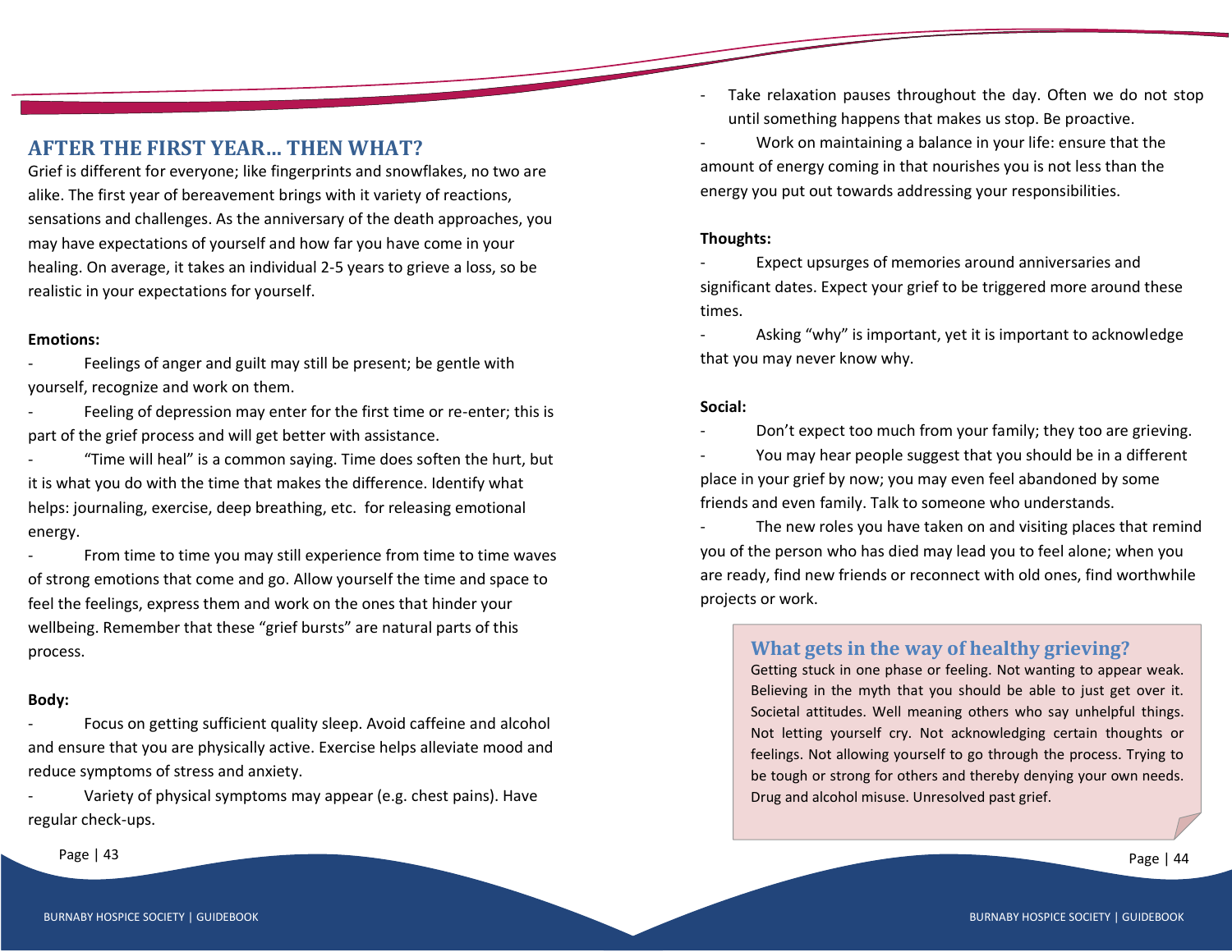## AFTER THE FIRST YEAR… THEN WHAT?

Grief is different for everyone; like fingerprints and snowflakes, no two are alike. The first year of bereavement brings with it variety of reactions, sensations and challenges. As the anniversary of the death approaches, you may have expectations of yourself and how far you have come in your healing. On average, it takes an individual 2-5 years to grieve a loss, so be realistic in your expectations for yourself.

**Emotions:**

- Feelings of anger and guilt may still be present; be gentle with yourself, recognize and work on them.
- Feeling of depression may enter for the first time or re-enter; this is part of the grief process and will get better with assistance.
- "Time will heal" is a common saying. Time does soften the hurt, but it is what you do with the time that makes the difference. Identify what helps: journaling, exercise, deep breathing, etc. for releasing emotional energy.
- From time to time you may still experience from time to time waves of strong emotions that come and go. Allow yourself the time and space to feel the feelings, express them and work on the ones that hinder your wellbeing. Remember that these "grief bursts" are natural parts of this process.

**Body:**

- Focus on getting sufficient quality sleep. Avoid caffeine and alcohol and ensure that you are physically active. Exercise helps alleviate mood and reduce symptoms of stress and anxiety.
- Variety of physical symptoms may appear (e.g. chest pains). Have regular check-ups.
- Take relaxation pauses throughout the day. Often we do not stop until something happens that makes us stop. Be proactive.
- Work on maintaining a balance in your life: ensure that the amount of energy coming in that nourishes you is not less than the energy you put out towards addressing your responsibilities.

**Thoughts:**

- Expect upsurges of memories around anniversaries and significant dates. Expect your grief to be triggered more around these times.
- Asking "why" is important, yet it is important to acknowledge that you may never know why.

**Social:**

- Don't expect too much from your family; they too are grieving.
- You may hear people suggest that you should be in a different place in your grief by now; you may even feel abandoned by some friends and even family. Talk to someone who understands.
- The new roles you have taken on and visiting places that remind you of the person who has died may lead you to feel alone; when you are ready, find new friends or reconnect with old ones, find worthwhile projects or work.

### What gets in the way of healthy grieving?

Getting stuck in one phase or feeling. Not wanting to appear weak. Believing in the myth that you should be able to just get over it. Societal attitudes. Well meaning others who say unhelpful things. Not letting yourself cry. Not acknowledging certain thoughts or feelings. Not allowing yourself to go through the process. Trying to be tough or strong for others and thereby denying your own needs. Drug and alcohol misuse. Unresolved past grief.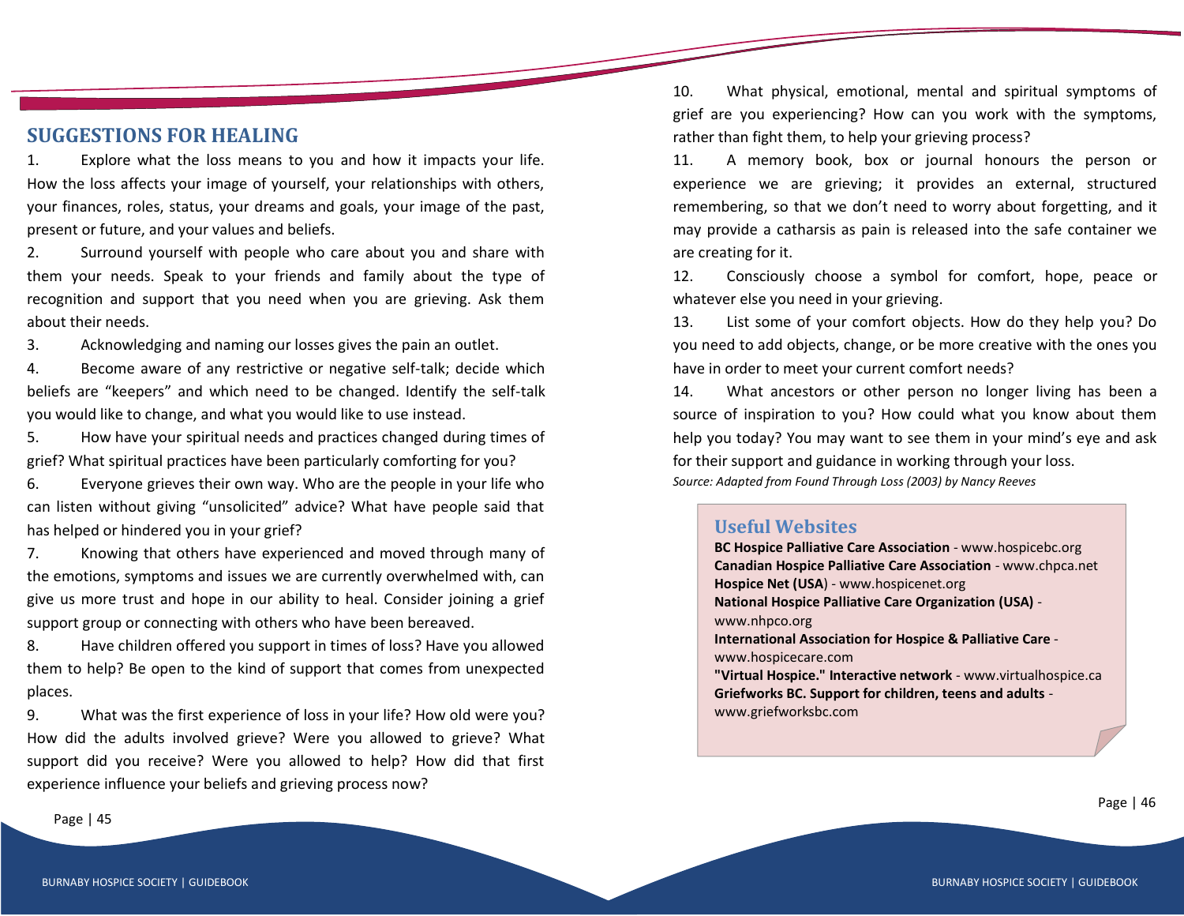## SUGGESTIONS FOR HEALING

1. Explore what the loss means to you and how it impacts your life. How the loss affects your image of yourself, your relationships with others, your finances, roles, status, your dreams and goals, your image of the past, present or future, and your values and beliefs.
2. Surround yourself with people who care about you and share with them your needs. Speak to your friends and family about the type of recognition and support that you need when you are grieving. Ask them about their needs.
3. Acknowledging and naming our losses gives the pain an outlet.
4. Become aware of any restrictive or negative self-talk; decide which beliefs are "keepers" and which need to be changed. Identify the self-talk you would like to change, and what you would like to use instead.
5. How have your spiritual needs and practices changed during times of grief? What spiritual practices have been particularly comforting for you?
6. Everyone grieves their own way. Who are the people in your life who can listen without giving "unsolicited" advice? What have people said that has helped or hindered you in your grief?
7. Knowing that others have experienced and moved through many of the emotions, symptoms and issues we are currently overwhelmed with, can give us more trust and hope in our ability to heal. Consider joining a grief support group or connecting with others who have been bereaved.
8. Have children offered you support in times of loss? Have you allowed them to help? Be open to the kind of support that comes from unexpected places.
9. What was the first experience of loss in your life? How old were you? How did the adults involved grieve? Were you allowed to grieve? What support did you receive? Were you allowed to help? How did that first experience influence your beliefs and grieving process now?
10. What physical, emotional, mental and spiritual symptoms of grief are you experiencing? How can you work with the symptoms, rather than fight them, to help your grieving process?
11. A memory book, box or journal honours the person or experience we are grieving; it provides an external, structured remembering, so that we don't need to worry about forgetting, and it may provide a catharsis as pain is released into the safe container we are creating for it.
12. Consciously choose a symbol for comfort, hope, peace or whatever else you need in your grieving.
13. List some of your comfort objects. How do they help you? Do you need to add objects, change, or be more creative with the ones you have in order to meet your current comfort needs?
14. What ancestors or other person no longer living has been a source of inspiration to you? How could what you know about them help you today? You may want to see them in your mind's eye and ask for their support and guidance in working through your loss.

*Source: Adapted from Found Through Loss (2003) by Nancy Reeves*

### Useful Websites

**BC Hospice Palliative Care Association** - www.hospicebc.org
**Canadian Hospice Palliative Care Association** - www.chpca.net
**Hospice Net (USA**) - www.hospicenet.org
**National Hospice Palliative Care Organization (USA)** - www.nhpco.org
**International Association for Hospice & Palliative Care** - www.hospicecare.com
**"Virtual Hospice." Interactive network** - www.virtualhospice.ca
**Griefworks BC. Support for children, teens and adults** - www.griefworksbc.com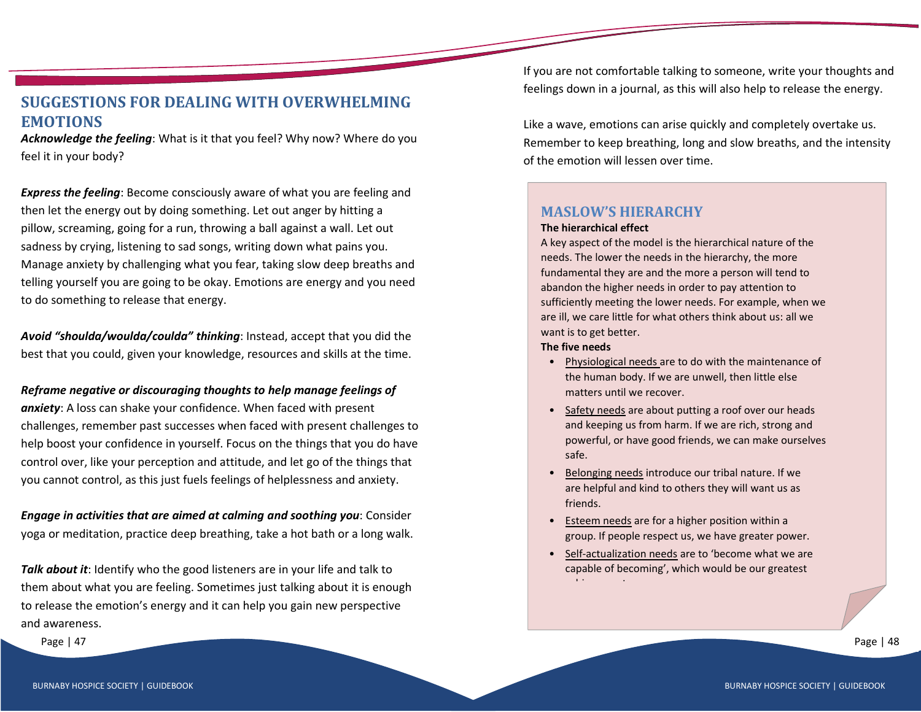## SUGGESTIONS FOR DEALING WITH OVERWHELMING EMOTIONS

***Acknowledge the feeling***: What is it that you feel? Why now? Where do you feel it in your body?

***Express the feeling***: Become consciously aware of what you are feeling and then let the energy out by doing something. Let out anger by hitting a pillow, screaming, going for a run, throwing a ball against a wall. Let out sadness by crying, listening to sad songs, writing down what pains you. Manage anxiety by challenging what you fear, taking slow deep breaths and telling yourself you are going to be okay. Emotions are energy and you need to do something to release that energy.

***Avoid "shoulda/woulda/coulda" thinking***: Instead, accept that you did the best that you could, given your knowledge, resources and skills at the time.

***Reframe negative or discouraging thoughts to help manage feelings of anxiety***: A loss can shake your confidence. When faced with present challenges, remember past successes when faced with present challenges to help boost your confidence in yourself. Focus on the things that you do have control over, like your perception and attitude, and let go of the things that you cannot control, as this just fuels feelings of helplessness and anxiety.

***Engage in activities that are aimed at calming and soothing you***: Consider yoga or meditation, practice deep breathing, take a hot bath or a long walk.

***Talk about it***: Identify who the good listeners are in your life and talk to them about what you are feeling. Sometimes just talking about it is enough to release the emotion's energy and it can help you gain new perspective and awareness.

If you are not comfortable talking to someone, write your thoughts and feelings down in a journal, as this will also help to release the energy.

Like a wave, emotions can arise quickly and completely overtake us. Remember to keep breathing, long and slow breaths, and the intensity of the emotion will lessen over time.

## MASLOW'S HIERARCHY

**The hierarchical effect**

A key aspect of the model is the hierarchical nature of the needs. The lower the needs in the hierarchy, the more fundamental they are and the more a person will tend to abandon the higher needs in order to pay attention to sufficiently meeting the lower needs. For example, when we are ill, we care little for what others think about us: all we want is to get better.

**The five needs**

- Physiological needs are to do with the maintenance of the human body. If we are unwell, then little else matters until we recover.
- Safety needs are about putting a roof over our heads and keeping us from harm. If we are rich, strong and powerful, or have good friends, we can make ourselves safe.
- Belonging needs introduce our tribal nature. If we are helpful and kind to others they will want us as friends.
- Esteem needs are for a higher position within a group. If people respect us, we have greater power.
- Self-actualization needs are to 'become what we are capable of becoming', which would be our greatest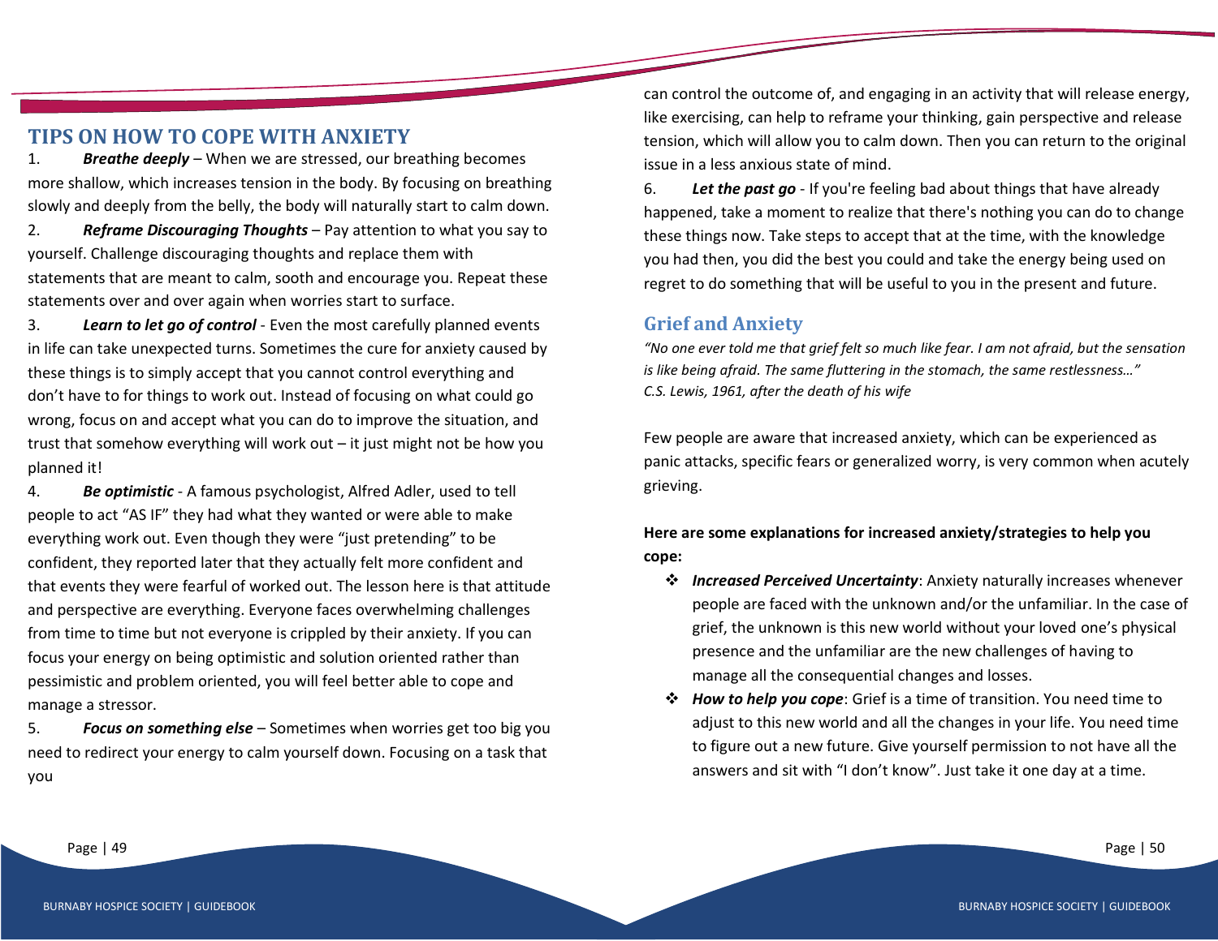## TIPS ON HOW TO COPE WITH ANXIETY

1. ***Breathe deeply*** – When we are stressed, our breathing becomes more shallow, which increases tension in the body. By focusing on breathing slowly and deeply from the belly, the body will naturally start to calm down.
2. ***Reframe Discouraging Thoughts*** – Pay attention to what you say to yourself. Challenge discouraging thoughts and replace them with statements that are meant to calm, sooth and encourage you. Repeat these statements over and over again when worries start to surface.
3. ***Learn to let go of control*** - Even the most carefully planned events in life can take unexpected turns. Sometimes the cure for anxiety caused by these things is to simply accept that you cannot control everything and don't have to for things to work out. Instead of focusing on what could go wrong, focus on and accept what you can do to improve the situation, and trust that somehow everything will work out – it just might not be how you planned it!
4. ***Be optimistic*** - A famous psychologist, Alfred Adler, used to tell people to act "AS IF" they had what they wanted or were able to make everything work out. Even though they were "just pretending" to be confident, they reported later that they actually felt more confident and that events they were fearful of worked out. The lesson here is that attitude and perspective are everything. Everyone faces overwhelming challenges from time to time but not everyone is crippled by their anxiety. If you can focus your energy on being optimistic and solution oriented rather than pessimistic and problem oriented, you will feel better able to cope and manage a stressor.
5. ***Focus on something else*** – Sometimes when worries get too big you need to redirect your energy to calm yourself down. Focusing on a task that you can control the outcome of, and engaging in an activity that will release energy, like exercising, can help to reframe your thinking, gain perspective and release tension, which will allow you to calm down. Then you can return to the original issue in a less anxious state of mind.
6. ***Let the past go*** - If you're feeling bad about things that have already happened, take a moment to realize that there's nothing you can do to change these things now. Take steps to accept that at the time, with the knowledge you had then, you did the best you could and take the energy being used on regret to do something that will be useful to you in the present and future.

## Grief and Anxiety

*"No one ever told me that grief felt so much like fear. I am not afraid, but the sensation is like being afraid. The same fluttering in the stomach, the same restlessness…"*
*C.S. Lewis, 1961, after the death of his wife*

Few people are aware that increased anxiety, which can be experienced as panic attacks, specific fears or generalized worry, is very common when acutely grieving.

**Here are some explanations for increased anxiety/strategies to help you cope:**

- ***Increased Perceived Uncertainty***: Anxiety naturally increases whenever people are faced with the unknown and/or the unfamiliar. In the case of grief, the unknown is this new world without your loved one's physical presence and the unfamiliar are the new challenges of having to manage all the consequential changes and losses.
- ***How to help you cope***: Grief is a time of transition. You need time to adjust to this new world and all the changes in your life. You need time to figure out a new future. Give yourself permission to not have all the answers and sit with "I don't know". Just take it one day at a time.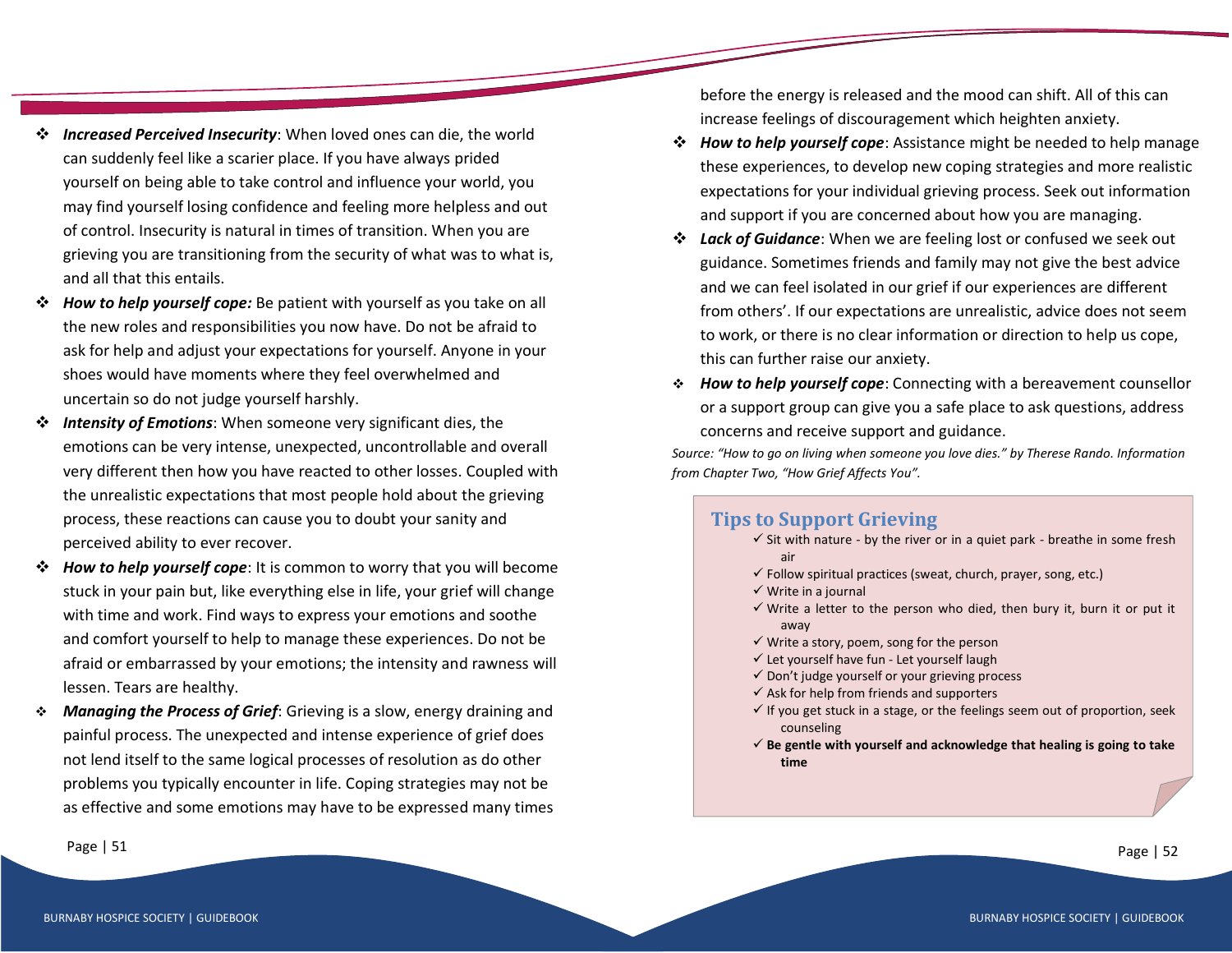- ***Increased Perceived Insecurity***: When loved ones can die, the world can suddenly feel like a scarier place. If you have always prided yourself on being able to take control and influence your world, you may find yourself losing confidence and feeling more helpless and out of control. Insecurity is natural in times of transition. When you are grieving you are transitioning from the security of what was to what is, and all that this entails.
- ***How to help yourself cope:*** Be patient with yourself as you take on all the new roles and responsibilities you now have. Do not be afraid to ask for help and adjust your expectations for yourself. Anyone in your shoes would have moments where they feel overwhelmed and uncertain so do not judge yourself harshly.
- ***Intensity of Emotions***: When someone very significant dies, the emotions can be very intense, unexpected, uncontrollable and overall very different then how you have reacted to other losses. Coupled with the unrealistic expectations that most people hold about the grieving process, these reactions can cause you to doubt your sanity and perceived ability to ever recover.
- ***How to help yourself cope***: It is common to worry that you will become stuck in your pain but, like everything else in life, your grief will change with time and work. Find ways to express your emotions and soothe and comfort yourself to help to manage these experiences. Do not be afraid or embarrassed by your emotions; the intensity and rawness will lessen. Tears are healthy.
- ***Managing the Process of Grief***: Grieving is a slow, energy draining and painful process. The unexpected and intense experience of grief does not lend itself to the same logical processes of resolution as do other problems you typically encounter in life. Coping strategies may not be as effective and some emotions may have to be expressed many times before the energy is released and the mood can shift. All of this can increase feelings of discouragement which heighten anxiety.
- ***How to help yourself cope***: Assistance might be needed to help manage these experiences, to develop new coping strategies and more realistic expectations for your individual grieving process. Seek out information and support if you are concerned about how you are managing.
- ***Lack of Guidance***: When we are feeling lost or confused we seek out guidance. Sometimes friends and family may not give the best advice and we can feel isolated in our grief if our experiences are different from others'. If our expectations are unrealistic, advice does not seem to work, or there is no clear information or direction to help us cope, this can further raise our anxiety.
- ***How to help yourself cope***: Connecting with a bereavement counsellor or a support group can give you a safe place to ask questions, address concerns and receive support and guidance.

*Source: "How to go on living when someone you love dies." by Therese Rando. Information from Chapter Two, "How Grief Affects You".*

## Tips to Support Grieving

- ✓ Sit with nature - by the river or in a quiet park - breathe in some fresh air
- ✓ Follow spiritual practices (sweat, church, prayer, song, etc.)
- ✓ Write in a journal
- ✓ Write a letter to the person who died, then bury it, burn it or put it away
- ✓ Write a story, poem, song for the person
- ✓ Let yourself have fun - Let yourself laugh
- ✓ Don't judge yourself or your grieving process
- ✓ Ask for help from friends and supporters
- ✓ If you get stuck in a stage, or the feelings seem out of proportion, seek counseling
- ✓ **Be gentle with yourself and acknowledge that healing is going to take time**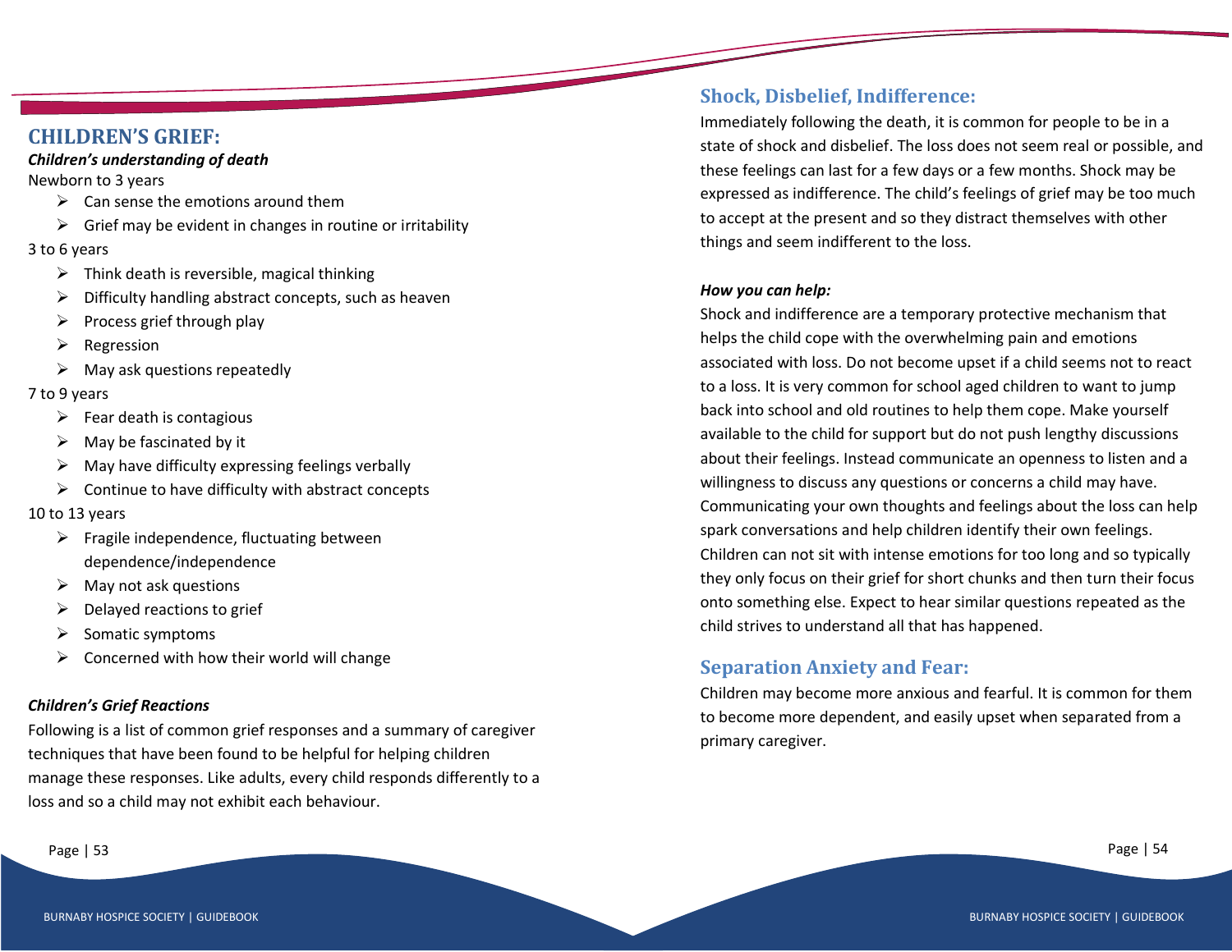## CHILDREN'S GRIEF:

***Children's understanding of death***

Newborn to 3 years

- Can sense the emotions around them
- Grief may be evident in changes in routine or irritability

3 to 6 years

- Think death is reversible, magical thinking
- Difficulty handling abstract concepts, such as heaven
- Process grief through play
- Regression
- May ask questions repeatedly

7 to 9 years

- Fear death is contagious
- May be fascinated by it
- May have difficulty expressing feelings verbally
- Continue to have difficulty with abstract concepts

10 to 13 years

- Fragile independence, fluctuating between dependence/independence
- May not ask questions
- Delayed reactions to grief
- Somatic symptoms
- Concerned with how their world will change

***Children's Grief Reactions***

Following is a list of common grief responses and a summary of caregiver techniques that have been found to be helpful for helping children manage these responses. Like adults, every child responds differently to a loss and so a child may not exhibit each behaviour.

### Shock, Disbelief, Indifference:

Immediately following the death, it is common for people to be in a state of shock and disbelief. The loss does not seem real or possible, and these feelings can last for a few days or a few months. Shock may be expressed as indifference. The child's feelings of grief may be too much to accept at the present and so they distract themselves with other things and seem indifferent to the loss.

***How you can help:***

Shock and indifference are a temporary protective mechanism that helps the child cope with the overwhelming pain and emotions associated with loss. Do not become upset if a child seems not to react to a loss. It is very common for school aged children to want to jump back into school and old routines to help them cope. Make yourself available to the child for support but do not push lengthy discussions about their feelings. Instead communicate an openness to listen and a willingness to discuss any questions or concerns a child may have. Communicating your own thoughts and feelings about the loss can help spark conversations and help children identify their own feelings. Children can not sit with intense emotions for too long and so typically they only focus on their grief for short chunks and then turn their focus onto something else. Expect to hear similar questions repeated as the child strives to understand all that has happened.

### Separation Anxiety and Fear:

Children may become more anxious and fearful. It is common for them to become more dependent, and easily upset when separated from a primary caregiver.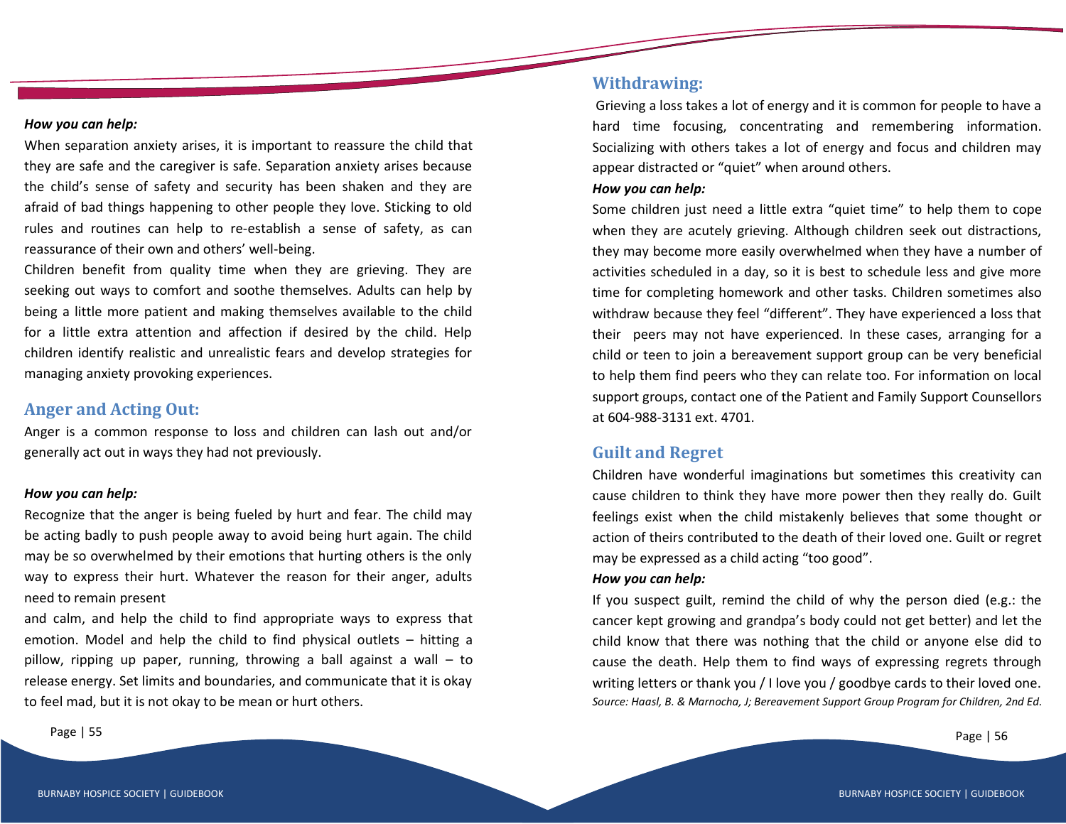***How you can help:***

When separation anxiety arises, it is important to reassure the child that they are safe and the caregiver is safe. Separation anxiety arises because the child's sense of safety and security has been shaken and they are afraid of bad things happening to other people they love. Sticking to old rules and routines can help to re-establish a sense of safety, as can reassurance of their own and others' well-being.

Children benefit from quality time when they are grieving. They are seeking out ways to comfort and soothe themselves. Adults can help by being a little more patient and making themselves available to the child for a little extra attention and affection if desired by the child. Help children identify realistic and unrealistic fears and develop strategies for managing anxiety provoking experiences.

## Anger and Acting Out:

Anger is a common response to loss and children can lash out and/or generally act out in ways they had not previously.

***How you can help:***

Recognize that the anger is being fueled by hurt and fear. The child may be acting badly to push people away to avoid being hurt again. The child may be so overwhelmed by their emotions that hurting others is the only way to express their hurt. Whatever the reason for their anger, adults need to remain present and calm, and help the child to find appropriate ways to express that emotion. Model and help the child to find physical outlets – hitting a pillow, ripping up paper, running, throwing a ball against a wall – to release energy. Set limits and boundaries, and communicate that it is okay to feel mad, but it is not okay to be mean or hurt others.

## Withdrawing:

Grieving a loss takes a lot of energy and it is common for people to have a hard time focusing, concentrating and remembering information. Socializing with others takes a lot of energy and focus and children may appear distracted or "quiet" when around others.

***How you can help:***

Some children just need a little extra "quiet time" to help them to cope when they are acutely grieving. Although children seek out distractions, they may become more easily overwhelmed when they have a number of activities scheduled in a day, so it is best to schedule less and give more time for completing homework and other tasks. Children sometimes also withdraw because they feel "different". They have experienced a loss that their peers may not have experienced. In these cases, arranging for a child or teen to join a bereavement support group can be very beneficial to help them find peers who they can relate too. For information on local support groups, contact one of the Patient and Family Support Counsellors at 604-988-3131 ext. 4701.

## Guilt and Regret

Children have wonderful imaginations but sometimes this creativity can cause children to think they have more power then they really do. Guilt feelings exist when the child mistakenly believes that some thought or action of theirs contributed to the death of their loved one. Guilt or regret may be expressed as a child acting "too good".

***How you can help:***

If you suspect guilt, remind the child of why the person died (e.g.: the cancer kept growing and grandpa's body could not get better) and let the child know that there was nothing that the child or anyone else did to cause the death. Help them to find ways of expressing regrets through writing letters or thank you / I love you / goodbye cards to their loved one.

*Source: Haasl, B. & Marnocha, J; Bereavement Support Group Program for Children, 2nd Ed.*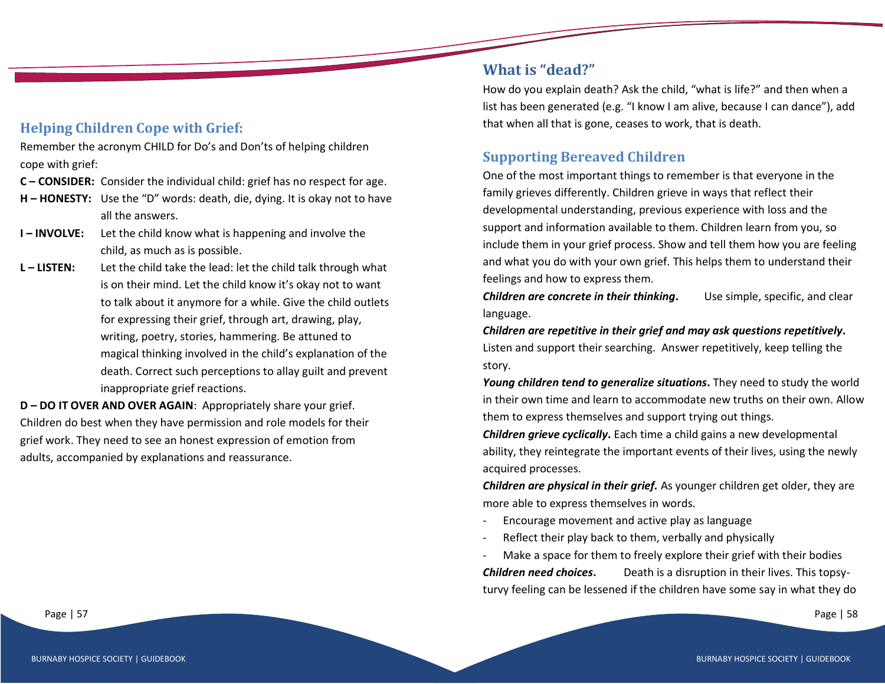## Helping Children Cope with Grief:

Remember the acronym CHILD for Do's and Don'ts of helping children cope with grief:

**C – CONSIDER:** Consider the individual child: grief has no respect for age.

**H – HONESTY:** Use the "D" words: death, die, dying. It is okay not to have all the answers.

**I – INVOLVE:** Let the child know what is happening and involve the child, as much as is possible.

**L – LISTEN:** Let the child take the lead: let the child talk through what is on their mind. Let the child know it's okay not to want to talk about it anymore for a while. Give the child outlets for expressing their grief, through art, drawing, play, writing, poetry, stories, hammering. Be attuned to magical thinking involved in the child's explanation of the death. Correct such perceptions to allay guilt and prevent inappropriate grief reactions.

**D – DO IT OVER AND OVER AGAIN**: Appropriately share your grief. Children do best when they have permission and role models for their grief work. They need to see an honest expression of emotion from adults, accompanied by explanations and reassurance.

## What is "dead?"

How do you explain death? Ask the child, "what is life?" and then when a list has been generated (e.g. "I know I am alive, because I can dance"), add that when all that is gone, ceases to work, that is death.

## Supporting Bereaved Children

One of the most important things to remember is that everyone in the family grieves differently. Children grieve in ways that reflect their developmental understanding, previous experience with loss and the support and information available to them. Children learn from you, so include them in your grief process. Show and tell them how you are feeling and what you do with your own grief. This helps them to understand their feelings and how to express them.

***Children are concrete in their thinking*.** Use simple, specific, and clear language.

***Children are repetitive in their grief and may ask questions repetitively*.** Listen and support their searching. Answer repetitively, keep telling the story.

***Young children tend to generalize situations*.** They need to study the world in their own time and learn to accommodate new truths on their own. Allow them to express themselves and support trying out things.

***Children grieve cyclically*.** Each time a child gains a new developmental ability, they reintegrate the important events of their lives, using the newly acquired processes.

***Children are physical in their grief.*** As younger children get older, they are more able to express themselves in words.

- Encourage movement and active play as language
- Reflect their play back to them, verbally and physically
- Make a space for them to freely explore their grief with their bodies

***Children need choices*.** Death is a disruption in their lives. This topsy-turvy feeling can be lessened if the children have some say in what they do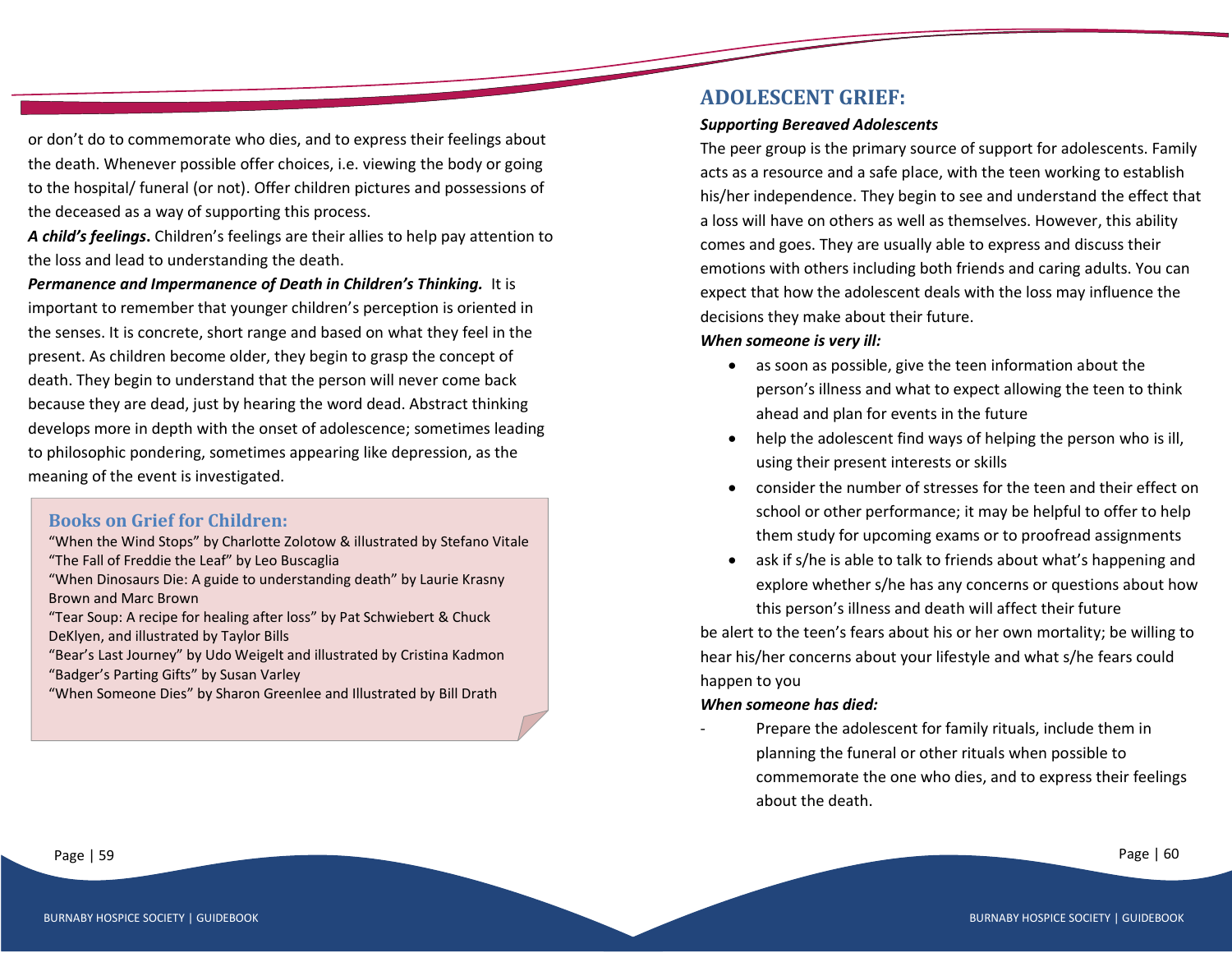or don't do to commemorate who dies, and to express their feelings about the death. Whenever possible offer choices, i.e. viewing the body or going to the hospital/ funeral (or not). Offer children pictures and possessions of the deceased as a way of supporting this process.

***A child's feelings***. Children's feelings are their allies to help pay attention to the loss and lead to understanding the death.

***Permanence and Impermanence of Death in Children's Thinking.*** It is important to remember that younger children's perception is oriented in the senses. It is concrete, short range and based on what they feel in the present. As children become older, they begin to grasp the concept of death. They begin to understand that the person will never come back because they are dead, just by hearing the word dead. Abstract thinking develops more in depth with the onset of adolescence; sometimes leading to philosophic pondering, sometimes appearing like depression, as the meaning of the event is investigated.

### Books on Grief for Children:

"When the Wind Stops" by Charlotte Zolotow & illustrated by Stefano Vitale
"The Fall of Freddie the Leaf" by Leo Buscaglia
"When Dinosaurs Die: A guide to understanding death" by Laurie Krasny Brown and Marc Brown
"Tear Soup: A recipe for healing after loss" by Pat Schwiebert & Chuck DeKlyen, and illustrated by Taylor Bills
"Bear's Last Journey" by Udo Weigelt and illustrated by Cristina Kadmon
"Badger's Parting Gifts" by Susan Varley
"When Someone Dies" by Sharon Greenlee and Illustrated by Bill Drath

## ADOLESCENT GRIEF:

***Supporting Bereaved Adolescents***

The peer group is the primary source of support for adolescents. Family acts as a resource and a safe place, with the teen working to establish his/her independence. They begin to see and understand the effect that a loss will have on others as well as themselves. However, this ability comes and goes. They are usually able to express and discuss their emotions with others including both friends and caring adults. You can expect that how the adolescent deals with the loss may influence the decisions they make about their future.

***When someone is very ill:***

- as soon as possible, give the teen information about the person's illness and what to expect allowing the teen to think ahead and plan for events in the future
- help the adolescent find ways of helping the person who is ill, using their present interests or skills
- consider the number of stresses for the teen and their effect on school or other performance; it may be helpful to offer to help them study for upcoming exams or to proofread assignments
- ask if s/he is able to talk to friends about what's happening and explore whether s/he has any concerns or questions about how this person's illness and death will affect their future

be alert to the teen's fears about his or her own mortality; be willing to hear his/her concerns about your lifestyle and what s/he fears could happen to you

***When someone has died:***

- Prepare the adolescent for family rituals, include them in planning the funeral or other rituals when possible to commemorate the one who dies, and to express their feelings about the death.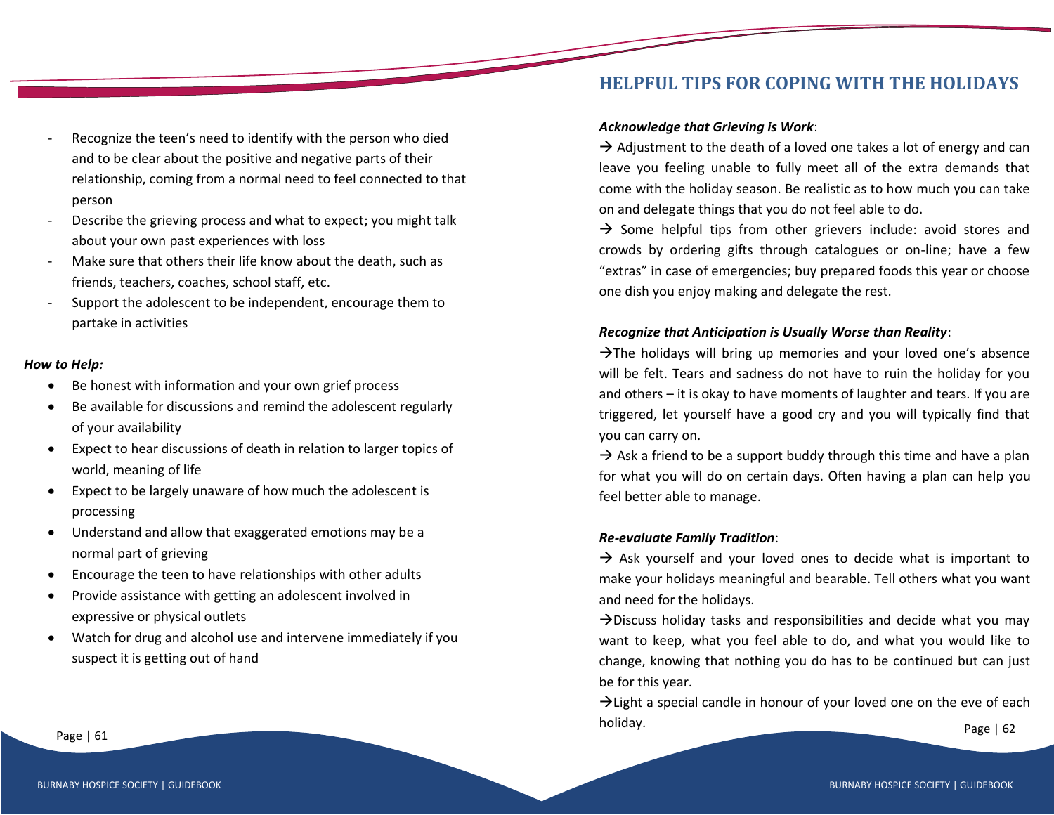- Recognize the teen's need to identify with the person who died and to be clear about the positive and negative parts of their relationship, coming from a normal need to feel connected to that person
- Describe the grieving process and what to expect; you might talk about your own past experiences with loss
- Make sure that others their life know about the death, such as friends, teachers, coaches, school staff, etc.
- Support the adolescent to be independent, encourage them to partake in activities

***How to Help:***

- Be honest with information and your own grief process
- Be available for discussions and remind the adolescent regularly of your availability
- Expect to hear discussions of death in relation to larger topics of world, meaning of life
- Expect to be largely unaware of how much the adolescent is processing
- Understand and allow that exaggerated emotions may be a normal part of grieving
- Encourage the teen to have relationships with other adults
- Provide assistance with getting an adolescent involved in expressive or physical outlets
- Watch for drug and alcohol use and intervene immediately if you suspect it is getting out of hand

## HELPFUL TIPS FOR COPING WITH THE HOLIDAYS

***Acknowledge that Grieving is Work***:

→ Adjustment to the death of a loved one takes a lot of energy and can leave you feeling unable to fully meet all of the extra demands that come with the holiday season. Be realistic as to how much you can take on and delegate things that you do not feel able to do.

→ Some helpful tips from other grievers include: avoid stores and crowds by ordering gifts through catalogues or on-line; have a few "extras" in case of emergencies; buy prepared foods this year or choose one dish you enjoy making and delegate the rest.

***Recognize that Anticipation is Usually Worse than Reality***:

→The holidays will bring up memories and your loved one's absence will be felt. Tears and sadness do not have to ruin the holiday for you and others – it is okay to have moments of laughter and tears. If you are triggered, let yourself have a good cry and you will typically find that you can carry on.

→ Ask a friend to be a support buddy through this time and have a plan for what you will do on certain days. Often having a plan can help you feel better able to manage.

***Re-evaluate Family Tradition***:

→ Ask yourself and your loved ones to decide what is important to make your holidays meaningful and bearable. Tell others what you want and need for the holidays.

→Discuss holiday tasks and responsibilities and decide what you may want to keep, what you feel able to do, and what you would like to change, knowing that nothing you do has to be continued but can just be for this year.

→Light a special candle in honour of your loved one on the eve of each holiday.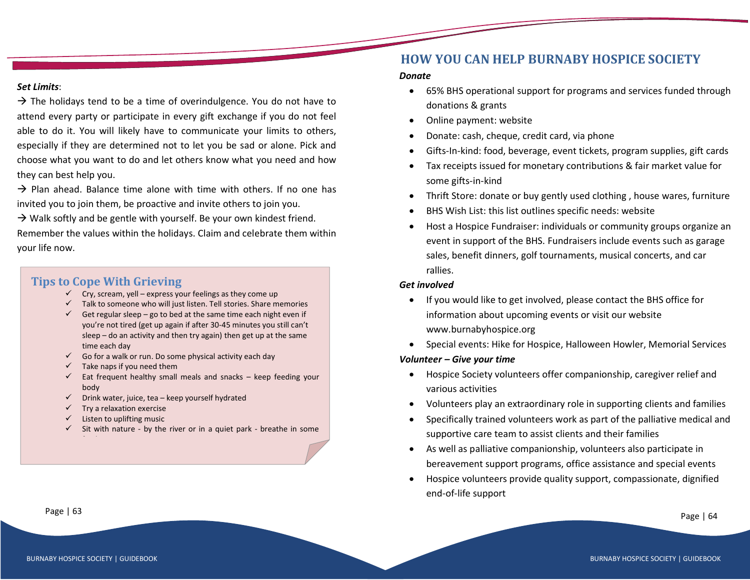***Set Limits***:

→ The holidays tend to be a time of overindulgence. You do not have to attend every party or participate in every gift exchange if you do not feel able to do it. You will likely have to communicate your limits to others, especially if they are determined not to let you be sad or alone. Pick and choose what you want to do and let others know what you need and how they can best help you.

→ Plan ahead. Balance time alone with time with others. If no one has invited you to join them, be proactive and invite others to join you.

→ Walk softly and be gentle with yourself. Be your own kindest friend. Remember the values within the holidays. Claim and celebrate them within your life now.

## Tips to Cope With Grieving

- ✓ Cry, scream, yell – express your feelings as they come up
- ✓ Talk to someone who will just listen. Tell stories. Share memories
- ✓ Get regular sleep – go to bed at the same time each night even if you're not tired (get up again if after 30-45 minutes you still can't sleep – do an activity and then try again) then get up at the same time each day
- ✓ Go for a walk or run. Do some physical activity each day
- ✓ Take naps if you need them
- ✓ Eat frequent healthy small meals and snacks – keep feeding your body
- ✓ Drink water, juice, tea – keep yourself hydrated
- ✓ Try a relaxation exercise
- ✓ Listen to uplifting music
- ✓ Sit with nature - by the river or in a quiet park - breathe in some

## HOW YOU CAN HELP BURNABY HOSPICE SOCIETY

***Donate***

- 65% BHS operational support for programs and services funded through donations & grants
- Online payment: website
- Donate: cash, cheque, credit card, via phone
- Gifts-In-kind: food, beverage, event tickets, program supplies, gift cards
- Tax receipts issued for monetary contributions & fair market value for some gifts-in-kind
- Thrift Store: donate or buy gently used clothing , house wares, furniture
- BHS Wish List: this list outlines specific needs: website
- Host a Hospice Fundraiser: individuals or community groups organize an event in support of the BHS. Fundraisers include events such as garage sales, benefit dinners, golf tournaments, musical concerts, and car rallies.

***Get involved***

- If you would like to get involved, please contact the BHS office for information about upcoming events or visit our website www.burnabyhospice.org
- Special events: Hike for Hospice, Halloween Howler, Memorial Services

***Volunteer – Give your time***

- Hospice Society volunteers offer companionship, caregiver relief and various activities
- Volunteers play an extraordinary role in supporting clients and families
- Specifically trained volunteers work as part of the palliative medical and supportive care team to assist clients and their families
- As well as palliative companionship, volunteers also participate in bereavement support programs, office assistance and special events
- Hospice volunteers provide quality support, compassionate, dignified end-of-life support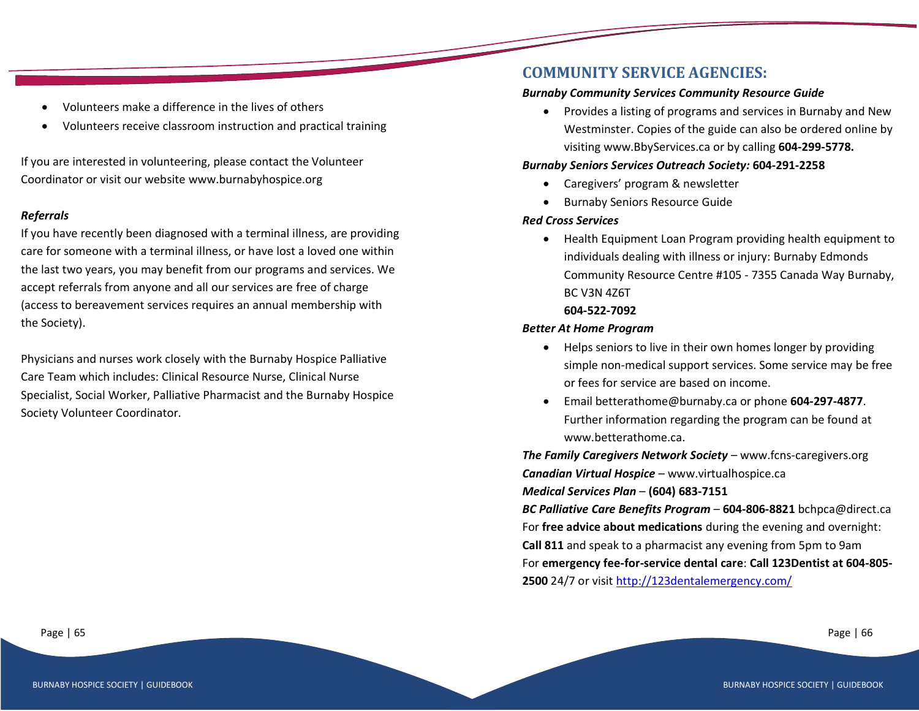- Volunteers make a difference in the lives of others
- Volunteers receive classroom instruction and practical training

If you are interested in volunteering, please contact the Volunteer Coordinator or visit our website www.burnabyhospice.org

***Referrals***

If you have recently been diagnosed with a terminal illness, are providing care for someone with a terminal illness, or have lost a loved one within the last two years, you may benefit from our programs and services. We accept referrals from anyone and all our services are free of charge (access to bereavement services requires an annual membership with the Society).

Physicians and nurses work closely with the Burnaby Hospice Palliative Care Team which includes: Clinical Resource Nurse, Clinical Nurse Specialist, Social Worker, Palliative Pharmacist and the Burnaby Hospice Society Volunteer Coordinator.

## COMMUNITY SERVICE AGENCIES:

***Burnaby Community Services Community Resource Guide***

- Provides a listing of programs and services in Burnaby and New Westminster. Copies of the guide can also be ordered online by visiting www.BbyServices.ca or by calling **604-299-5778.**

***Burnaby Seniors Services Outreach Society:*** **604-291-2258**

- Caregivers' program & newsletter
- Burnaby Seniors Resource Guide

***Red Cross Services***

- Health Equipment Loan Program providing health equipment to individuals dealing with illness or injury: Burnaby Edmonds Community Resource Centre #105 - 7355 Canada Way Burnaby, BC V3N 4Z6T
  **604-522-7092**

***Better At Home Program***

- Helps seniors to live in their own homes longer by providing simple non-medical support services. Some service may be free or fees for service are based on income.
- Email betterathome@burnaby.ca or phone **604-297-4877**. Further information regarding the program can be found at www.betterathome.ca.

***The Family Caregivers Network Society*** – www.fcns-caregivers.org
***Canadian Virtual Hospice*** – www.virtualhospice.ca
***Medical Services Plan*** – **(604) 683-7151**
***BC Palliative Care Benefits Program*** – **604-806-8821** bchpca@direct.ca
For **free advice about medications** during the evening and overnight: **Call 811** and speak to a pharmacist any evening from 5pm to 9am
For **emergency fee-for-service dental care**: **Call 123Dentist at 604-805-2500** 24/7 or visit http://123dentalemergency.com/